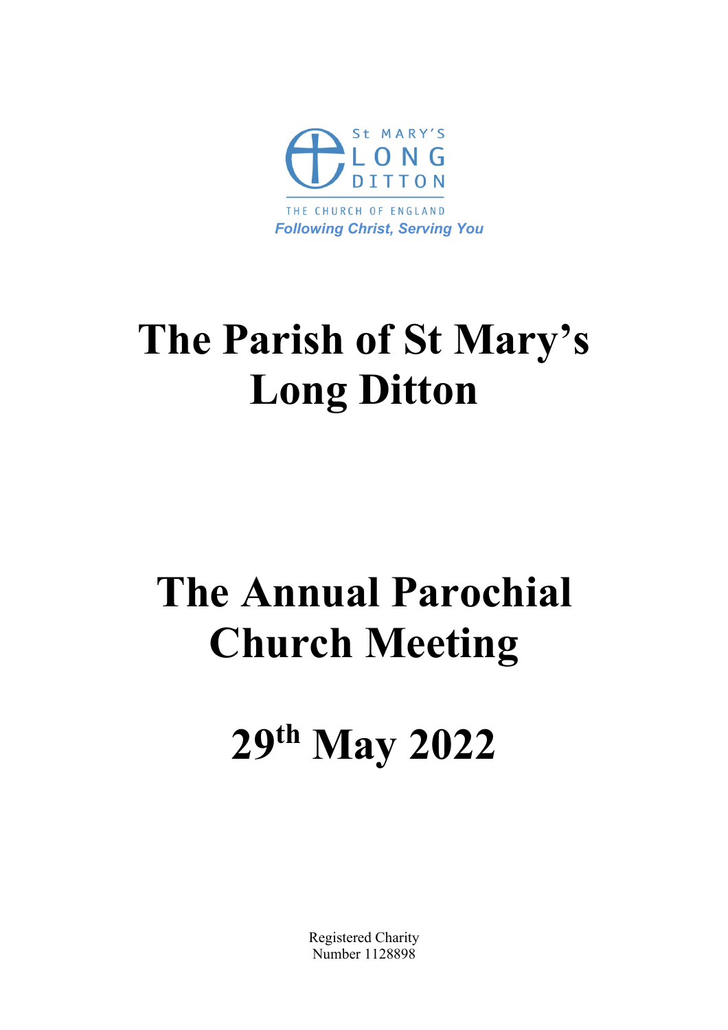St MARY'S LONG DITTON

THE CHURCH OF ENGLAND

*Following Christ, Serving You*

# The Parish of St Mary's Long Ditton

# The Annual Parochial Church Meeting

# 29th May 2022

Registered Charity Number 1128898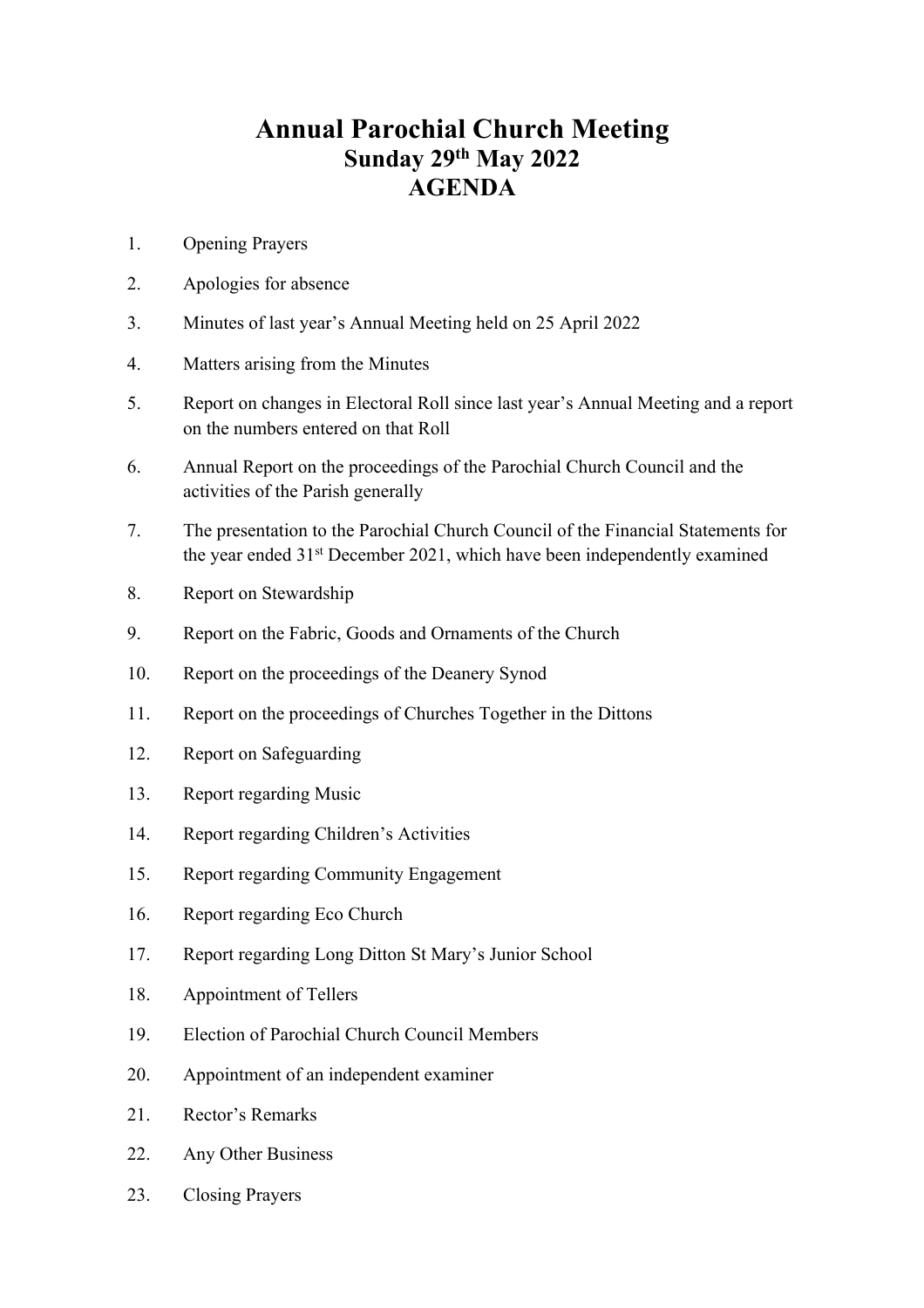# Annual Parochial Church Meeting
## Sunday 29th May 2022
## AGENDA

1. Opening Prayers
2. Apologies for absence
3. Minutes of last year's Annual Meeting held on 25 April 2022
4. Matters arising from the Minutes
5. Report on changes in Electoral Roll since last year's Annual Meeting and a report on the numbers entered on that Roll
6. Annual Report on the proceedings of the Parochial Church Council and the activities of the Parish generally
7. The presentation to the Parochial Church Council of the Financial Statements for the year ended 31st December 2021, which have been independently examined
8. Report on Stewardship
9. Report on the Fabric, Goods and Ornaments of the Church
10. Report on the proceedings of the Deanery Synod
11. Report on the proceedings of Churches Together in the Dittons
12. Report on Safeguarding
13. Report regarding Music
14. Report regarding Children's Activities
15. Report regarding Community Engagement
16. Report regarding Eco Church
17. Report regarding Long Ditton St Mary's Junior School
18. Appointment of Tellers
19. Election of Parochial Church Council Members
20. Appointment of an independent examiner
21. Rector's Remarks
22. Any Other Business
23. Closing Prayers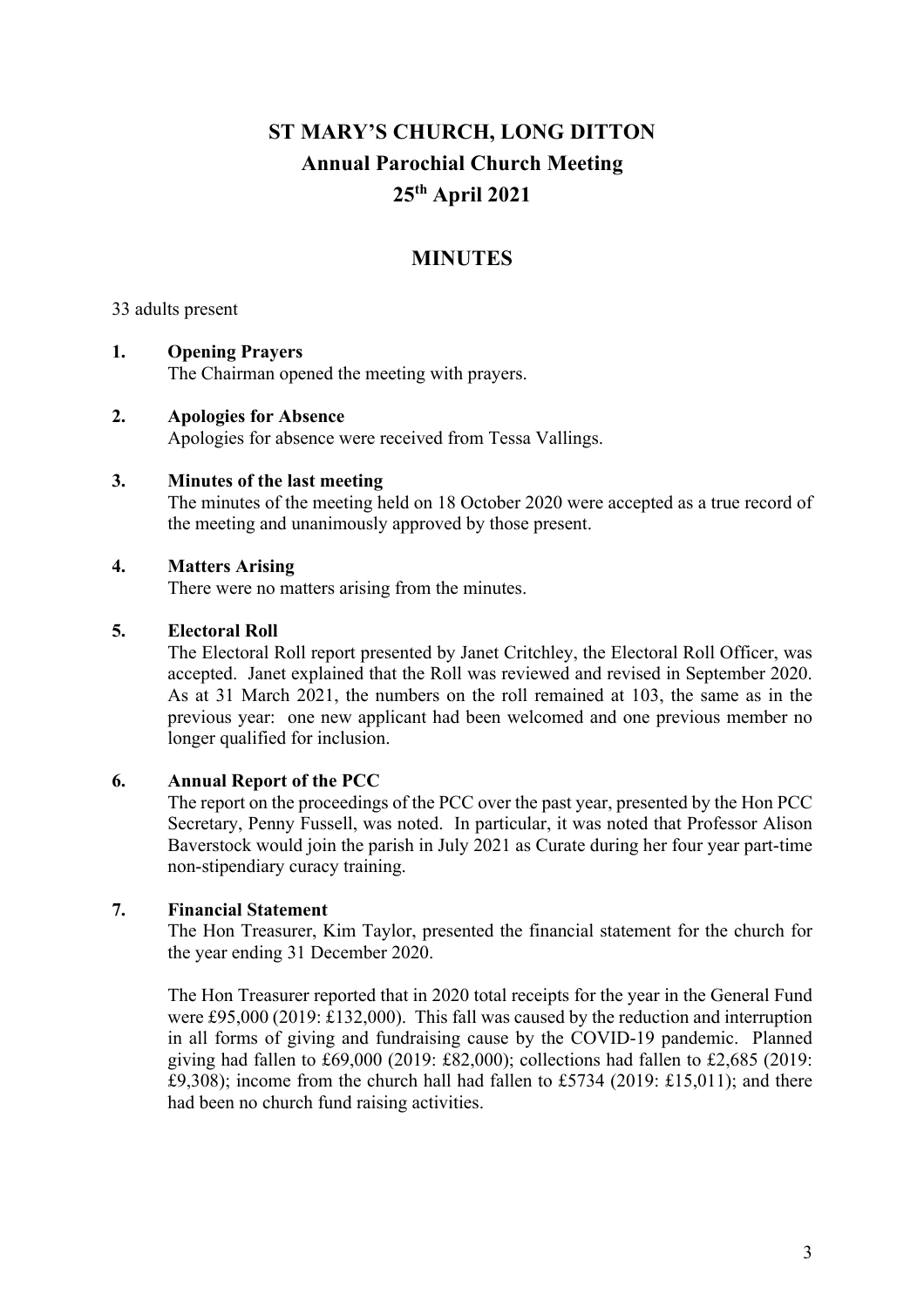# ST MARY'S CHURCH, LONG DITTON
## Annual Parochial Church Meeting
## 25th April 2021

## MINUTES

33 adults present

1. **Opening Prayers**
   The Chairman opened the meeting with prayers.

2. **Apologies for Absence**
   Apologies for absence were received from Tessa Vallings.

3. **Minutes of the last meeting**
   The minutes of the meeting held on 18 October 2020 were accepted as a true record of the meeting and unanimously approved by those present.

4. **Matters Arising**
   There were no matters arising from the minutes.

5. **Electoral Roll**
   The Electoral Roll report presented by Janet Critchley, the Electoral Roll Officer, was accepted. Janet explained that the Roll was reviewed and revised in September 2020. As at 31 March 2021, the numbers on the roll remained at 103, the same as in the previous year: one new applicant had been welcomed and one previous member no longer qualified for inclusion.

6. **Annual Report of the PCC**
   The report on the proceedings of the PCC over the past year, presented by the Hon PCC Secretary, Penny Fussell, was noted. In particular, it was noted that Professor Alison Baverstock would join the parish in July 2021 as Curate during her four year part-time non-stipendiary curacy training.

7. **Financial Statement**
   The Hon Treasurer, Kim Taylor, presented the financial statement for the church for the year ending 31 December 2020.

   The Hon Treasurer reported that in 2020 total receipts for the year in the General Fund were £95,000 (2019: £132,000). This fall was caused by the reduction and interruption in all forms of giving and fundraising cause by the COVID-19 pandemic. Planned giving had fallen to £69,000 (2019: £82,000); collections had fallen to £2,685 (2019: £9,308); income from the church hall had fallen to £5734 (2019: £15,011); and there had been no church fund raising activities.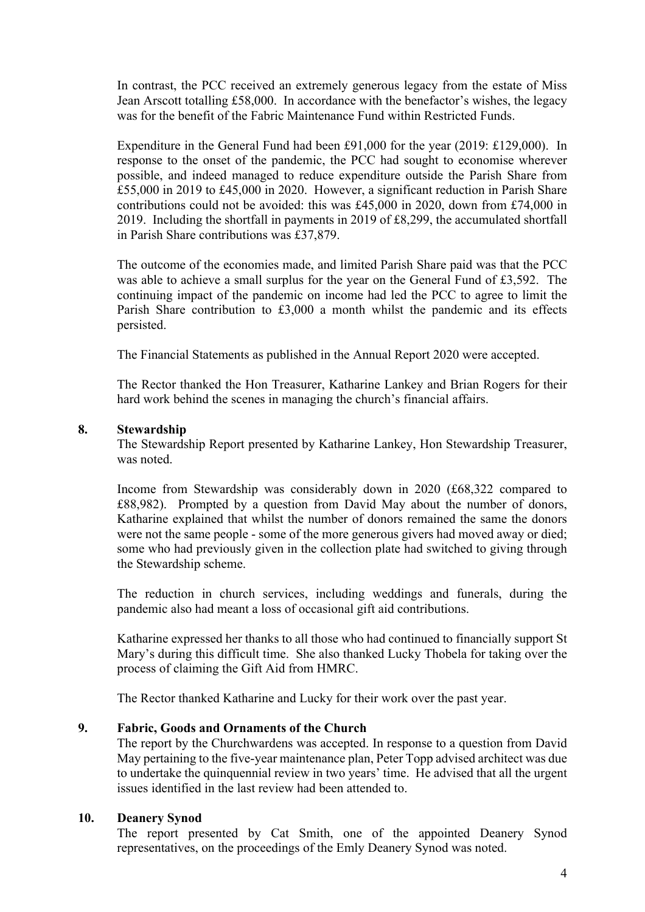In contrast, the PCC received an extremely generous legacy from the estate of Miss Jean Arscott totalling £58,000. In accordance with the benefactor's wishes, the legacy was for the benefit of the Fabric Maintenance Fund within Restricted Funds.

Expenditure in the General Fund had been £91,000 for the year (2019: £129,000). In response to the onset of the pandemic, the PCC had sought to economise wherever possible, and indeed managed to reduce expenditure outside the Parish Share from £55,000 in 2019 to £45,000 in 2020. However, a significant reduction in Parish Share contributions could not be avoided: this was £45,000 in 2020, down from £74,000 in 2019. Including the shortfall in payments in 2019 of £8,299, the accumulated shortfall in Parish Share contributions was £37,879.

The outcome of the economies made, and limited Parish Share paid was that the PCC was able to achieve a small surplus for the year on the General Fund of £3,592. The continuing impact of the pandemic on income had led the PCC to agree to limit the Parish Share contribution to £3,000 a month whilst the pandemic and its effects persisted.

The Financial Statements as published in the Annual Report 2020 were accepted.

The Rector thanked the Hon Treasurer, Katharine Lankey and Brian Rogers for their hard work behind the scenes in managing the church's financial affairs.

## 8. Stewardship

The Stewardship Report presented by Katharine Lankey, Hon Stewardship Treasurer, was noted.

Income from Stewardship was considerably down in 2020 (£68,322 compared to £88,982). Prompted by a question from David May about the number of donors, Katharine explained that whilst the number of donors remained the same the donors were not the same people - some of the more generous givers had moved away or died; some who had previously given in the collection plate had switched to giving through the Stewardship scheme.

The reduction in church services, including weddings and funerals, during the pandemic also had meant a loss of occasional gift aid contributions.

Katharine expressed her thanks to all those who had continued to financially support St Mary's during this difficult time. She also thanked Lucky Thobela for taking over the process of claiming the Gift Aid from HMRC.

The Rector thanked Katharine and Lucky for their work over the past year.

## 9. Fabric, Goods and Ornaments of the Church

The report by the Churchwardens was accepted. In response to a question from David May pertaining to the five-year maintenance plan, Peter Topp advised architect was due to undertake the quinquennial review in two years' time. He advised that all the urgent issues identified in the last review had been attended to.

## 10. Deanery Synod

The report presented by Cat Smith, one of the appointed Deanery Synod representatives, on the proceedings of the Emly Deanery Synod was noted.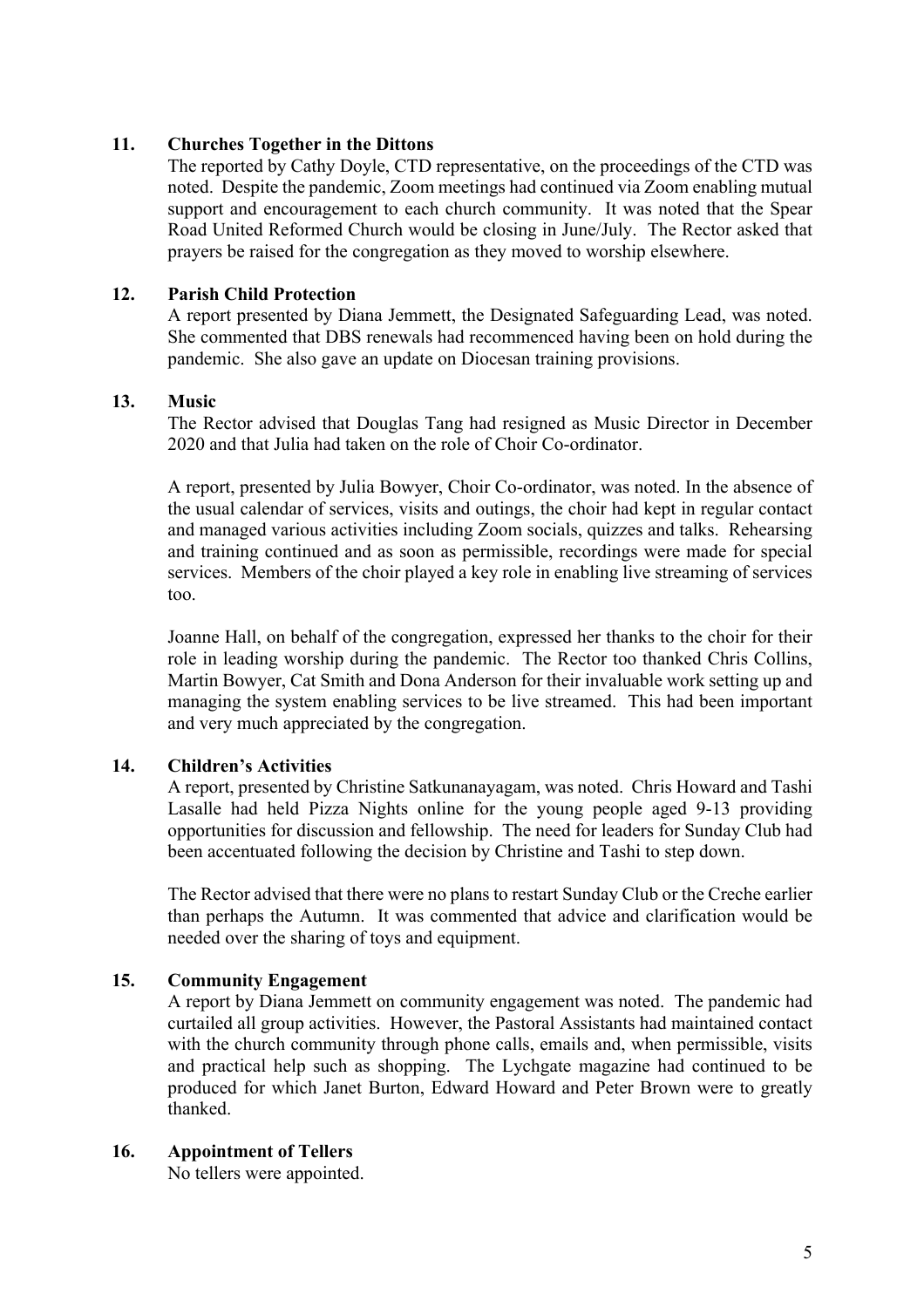## 11. Churches Together in the Dittons

The reported by Cathy Doyle, CTD representative, on the proceedings of the CTD was noted. Despite the pandemic, Zoom meetings had continued via Zoom enabling mutual support and encouragement to each church community. It was noted that the Spear Road United Reformed Church would be closing in June/July. The Rector asked that prayers be raised for the congregation as they moved to worship elsewhere.

## 12. Parish Child Protection

A report presented by Diana Jemmett, the Designated Safeguarding Lead, was noted. She commented that DBS renewals had recommenced having been on hold during the pandemic. She also gave an update on Diocesan training provisions.

## 13. Music

The Rector advised that Douglas Tang had resigned as Music Director in December 2020 and that Julia had taken on the role of Choir Co-ordinator.

A report, presented by Julia Bowyer, Choir Co-ordinator, was noted. In the absence of the usual calendar of services, visits and outings, the choir had kept in regular contact and managed various activities including Zoom socials, quizzes and talks. Rehearsing and training continued and as soon as permissible, recordings were made for special services. Members of the choir played a key role in enabling live streaming of services too.

Joanne Hall, on behalf of the congregation, expressed her thanks to the choir for their role in leading worship during the pandemic. The Rector too thanked Chris Collins, Martin Bowyer, Cat Smith and Dona Anderson for their invaluable work setting up and managing the system enabling services to be live streamed. This had been important and very much appreciated by the congregation.

## 14. Children's Activities

A report, presented by Christine Satkunanayagam, was noted. Chris Howard and Tashi Lasalle had held Pizza Nights online for the young people aged 9-13 providing opportunities for discussion and fellowship. The need for leaders for Sunday Club had been accentuated following the decision by Christine and Tashi to step down.

The Rector advised that there were no plans to restart Sunday Club or the Creche earlier than perhaps the Autumn. It was commented that advice and clarification would be needed over the sharing of toys and equipment.

## 15. Community Engagement

A report by Diana Jemmett on community engagement was noted. The pandemic had curtailed all group activities. However, the Pastoral Assistants had maintained contact with the church community through phone calls, emails and, when permissible, visits and practical help such as shopping. The Lychgate magazine had continued to be produced for which Janet Burton, Edward Howard and Peter Brown were to greatly thanked.

## 16. Appointment of Tellers

No tellers were appointed.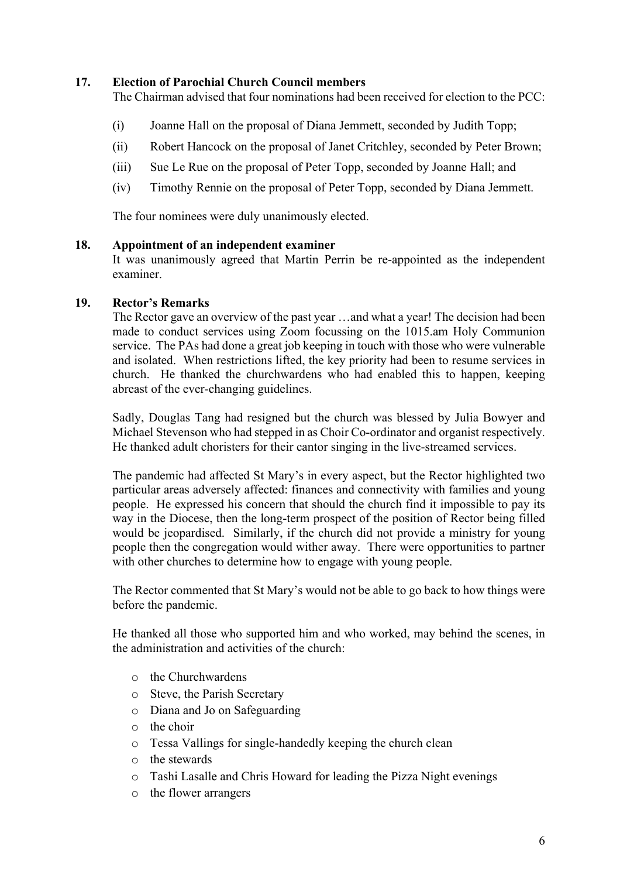## 17. Election of Parochial Church Council members

The Chairman advised that four nominations had been received for election to the PCC:

(i) Joanne Hall on the proposal of Diana Jemmett, seconded by Judith Topp;

(ii) Robert Hancock on the proposal of Janet Critchley, seconded by Peter Brown;

(iii) Sue Le Rue on the proposal of Peter Topp, seconded by Joanne Hall; and

(iv) Timothy Rennie on the proposal of Peter Topp, seconded by Diana Jemmett.

The four nominees were duly unanimously elected.

## 18. Appointment of an independent examiner

It was unanimously agreed that Martin Perrin be re-appointed as the independent examiner.

## 19. Rector's Remarks

The Rector gave an overview of the past year …and what a year! The decision had been made to conduct services using Zoom focussing on the 1015.am Holy Communion service. The PAs had done a great job keeping in touch with those who were vulnerable and isolated. When restrictions lifted, the key priority had been to resume services in church. He thanked the churchwardens who had enabled this to happen, keeping abreast of the ever-changing guidelines.

Sadly, Douglas Tang had resigned but the church was blessed by Julia Bowyer and Michael Stevenson who had stepped in as Choir Co-ordinator and organist respectively. He thanked adult choristers for their cantor singing in the live-streamed services.

The pandemic had affected St Mary's in every aspect, but the Rector highlighted two particular areas adversely affected: finances and connectivity with families and young people. He expressed his concern that should the church find it impossible to pay its way in the Diocese, then the long-term prospect of the position of Rector being filled would be jeopardised. Similarly, if the church did not provide a ministry for young people then the congregation would wither away. There were opportunities to partner with other churches to determine how to engage with young people.

The Rector commented that St Mary's would not be able to go back to how things were before the pandemic.

He thanked all those who supported him and who worked, may behind the scenes, in the administration and activities of the church:

- the Churchwardens
- Steve, the Parish Secretary
- Diana and Jo on Safeguarding
- the choir
- Tessa Vallings for single-handedly keeping the church clean
- the stewards
- Tashi Lasalle and Chris Howard for leading the Pizza Night evenings
- the flower arrangers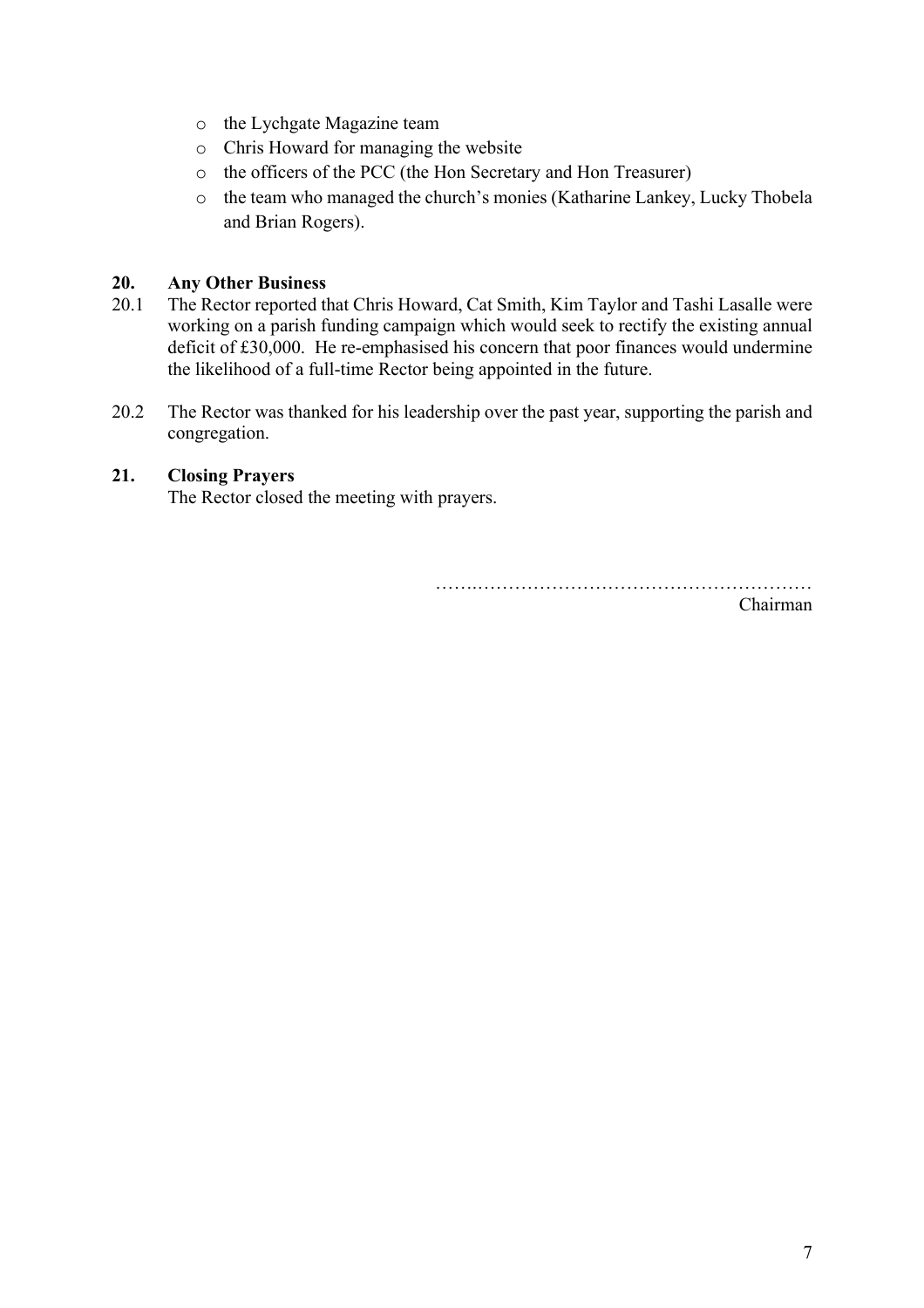- the Lychgate Magazine team
- Chris Howard for managing the website
- the officers of the PCC (the Hon Secretary and Hon Treasurer)
- the team who managed the church's monies (Katharine Lankey, Lucky Thobela and Brian Rogers).

**20. Any Other Business**

20.1 The Rector reported that Chris Howard, Cat Smith, Kim Taylor and Tashi Lasalle were working on a parish funding campaign which would seek to rectify the existing annual deficit of £30,000. He re-emphasised his concern that poor finances would undermine the likelihood of a full-time Rector being appointed in the future.

20.2 The Rector was thanked for his leadership over the past year, supporting the parish and congregation.

**21. Closing Prayers**

The Rector closed the meeting with prayers.

……..………………………………………………
Chairman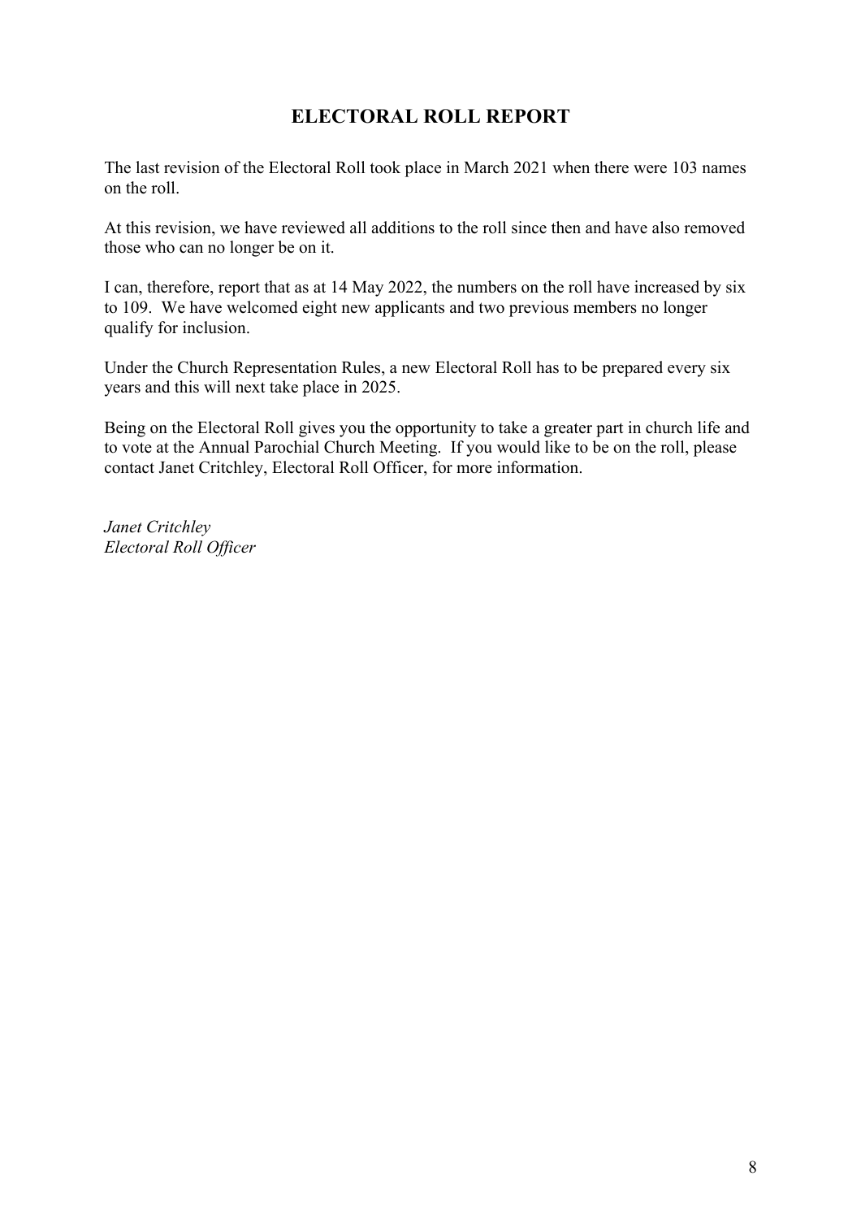## ELECTORAL ROLL REPORT

The last revision of the Electoral Roll took place in March 2021 when there were 103 names on the roll.

At this revision, we have reviewed all additions to the roll since then and have also removed those who can no longer be on it.

I can, therefore, report that as at 14 May 2022, the numbers on the roll have increased by six to 109. We have welcomed eight new applicants and two previous members no longer qualify for inclusion.

Under the Church Representation Rules, a new Electoral Roll has to be prepared every six years and this will next take place in 2025.

Being on the Electoral Roll gives you the opportunity to take a greater part in church life and to vote at the Annual Parochial Church Meeting. If you would like to be on the roll, please contact Janet Critchley, Electoral Roll Officer, for more information.

*Janet Critchley*
*Electoral Roll Officer*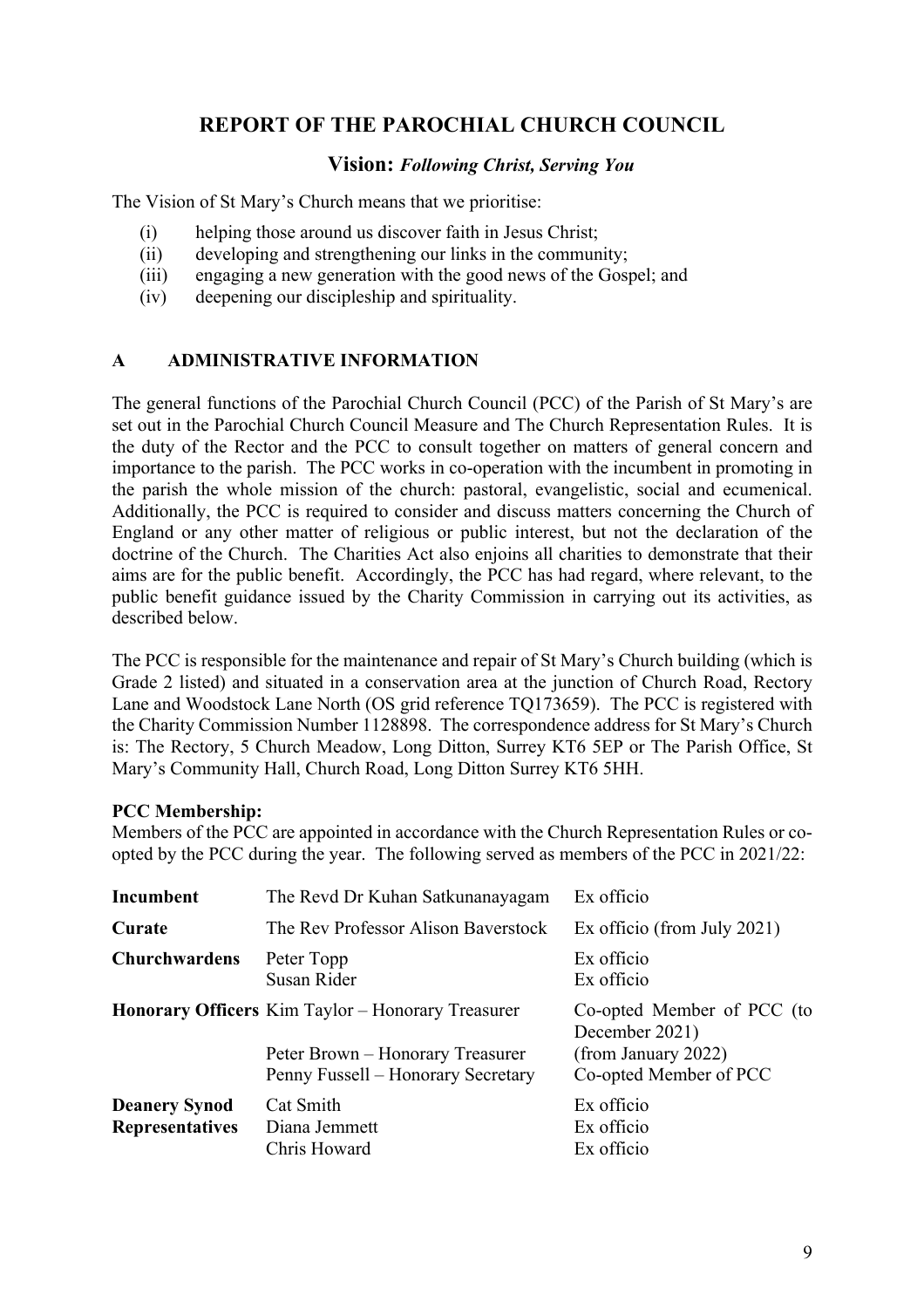# REPORT OF THE PAROCHIAL CHURCH COUNCIL

## Vision: *Following Christ, Serving You*

The Vision of St Mary's Church means that we prioritise:

(i) helping those around us discover faith in Jesus Christ;
(ii) developing and strengthening our links in the community;
(iii) engaging a new generation with the good news of the Gospel; and
(iv) deepening our discipleship and spirituality.

## A ADMINISTRATIVE INFORMATION

The general functions of the Parochial Church Council (PCC) of the Parish of St Mary's are set out in the Parochial Church Council Measure and The Church Representation Rules. It is the duty of the Rector and the PCC to consult together on matters of general concern and importance to the parish. The PCC works in co-operation with the incumbent in promoting in the parish the whole mission of the church: pastoral, evangelistic, social and ecumenical. Additionally, the PCC is required to consider and discuss matters concerning the Church of England or any other matter of religious or public interest, but not the declaration of the doctrine of the Church. The Charities Act also enjoins all charities to demonstrate that their aims are for the public benefit. Accordingly, the PCC has had regard, where relevant, to the public benefit guidance issued by the Charity Commission in carrying out its activities, as described below.

The PCC is responsible for the maintenance and repair of St Mary's Church building (which is Grade 2 listed) and situated in a conservation area at the junction of Church Road, Rectory Lane and Woodstock Lane North (OS grid reference TQ173659). The PCC is registered with the Charity Commission Number 1128898. The correspondence address for St Mary's Church is: The Rectory, 5 Church Meadow, Long Ditton, Surrey KT6 5EP or The Parish Office, St Mary's Community Hall, Church Road, Long Ditton Surrey KT6 5HH.

**PCC Membership:**
Members of the PCC are appointed in accordance with the Church Representation Rules or co-opted by the PCC during the year. The following served as members of the PCC in 2021/22:

| | | |
|---|---|---|
| **Incumbent** | The Revd Dr Kuhan Satkunanayagam | Ex officio |
| **Curate** | The Rev Professor Alison Baverstock | Ex officio (from July 2021) |
| **Churchwardens** | Peter Topp | Ex officio |
| | Susan Rider | Ex officio |
| **Honorary Officers** | Kim Taylor – Honorary Treasurer | Co-opted Member of PCC (to December 2021) |
| | Peter Brown – Honorary Treasurer | (from January 2022) |
| | Penny Fussell – Honorary Secretary | Co-opted Member of PCC |
| **Deanery Synod Representatives** | Cat Smith | Ex officio |
| | Diana Jemmett | Ex officio |
| | Chris Howard | Ex officio |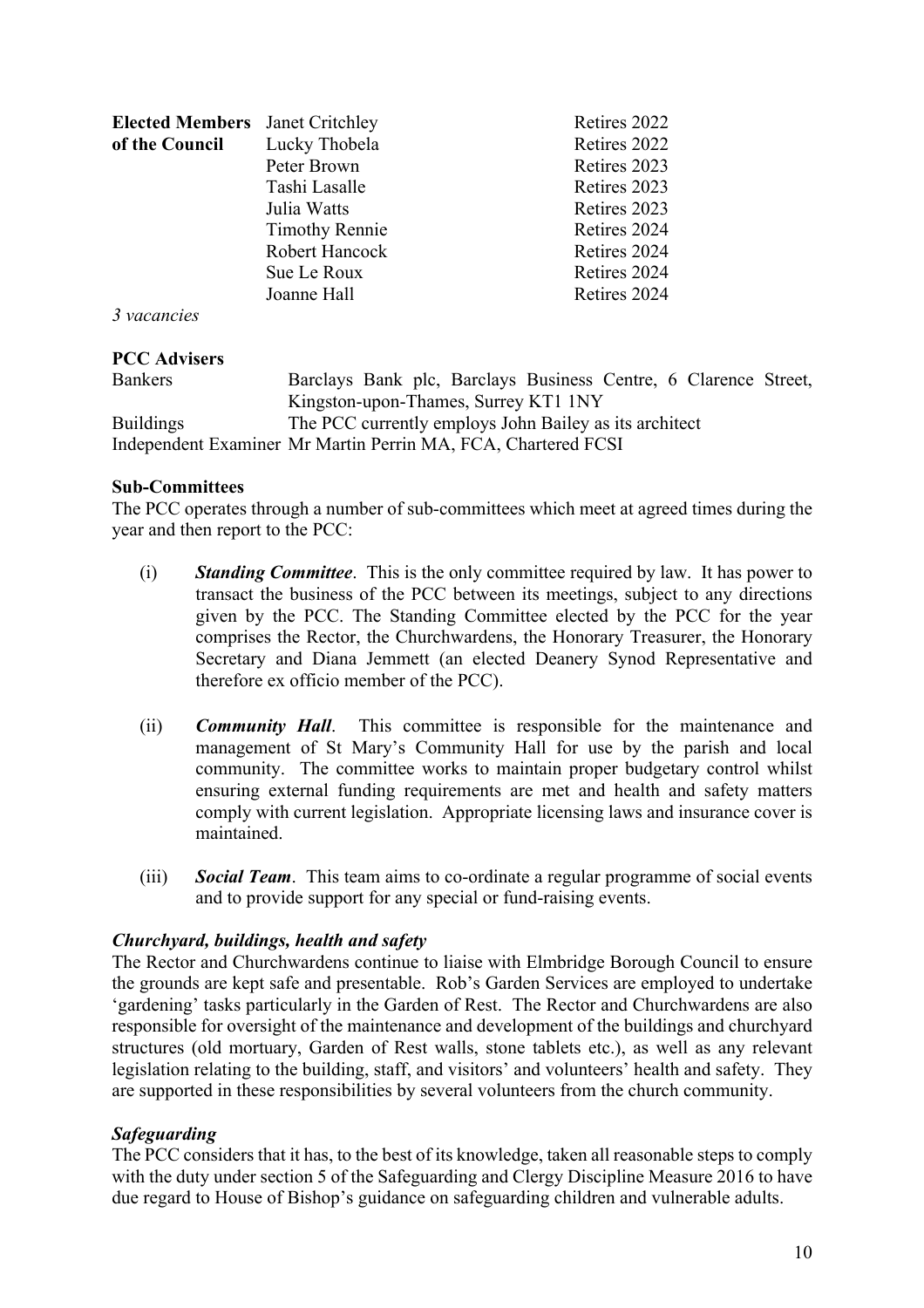| | | |
|---|---|---|
| **Elected Members of the Council** | Janet Critchley | Retires 2022 |
| | Lucky Thobela | Retires 2022 |
| | Peter Brown | Retires 2023 |
| | Tashi Lasalle | Retires 2023 |
| | Julia Watts | Retires 2023 |
| | Timothy Rennie | Retires 2024 |
| | Robert Hancock | Retires 2024 |
| | Sue Le Roux | Retires 2024 |
| | Joanne Hall | Retires 2024 |

*3 vacancies*

**PCC Advisers**

| | |
|---|---|
| Bankers | Barclays Bank plc, Barclays Business Centre, 6 Clarence Street, Kingston-upon-Thames, Surrey KT1 1NY |
| Buildings | The PCC currently employs John Bailey as its architect |
| Independent Examiner | Mr Martin Perrin MA, FCA, Chartered FCSI |

**Sub-Committees**

The PCC operates through a number of sub-committees which meet at agreed times during the year and then report to the PCC:

(i) ***Standing Committee***. This is the only committee required by law. It has power to transact the business of the PCC between its meetings, subject to any directions given by the PCC. The Standing Committee elected by the PCC for the year comprises the Rector, the Churchwardens, the Honorary Treasurer, the Honorary Secretary and Diana Jemmett (an elected Deanery Synod Representative and therefore ex officio member of the PCC).

(ii) ***Community Hall***. This committee is responsible for the maintenance and management of St Mary's Community Hall for use by the parish and local community. The committee works to maintain proper budgetary control whilst ensuring external funding requirements are met and health and safety matters comply with current legislation. Appropriate licensing laws and insurance cover is maintained.

(iii) ***Social Team***. This team aims to co-ordinate a regular programme of social events and to provide support for any special or fund-raising events.

***Churchyard, buildings, health and safety***

The Rector and Churchwardens continue to liaise with Elmbridge Borough Council to ensure the grounds are kept safe and presentable. Rob's Garden Services are employed to undertake 'gardening' tasks particularly in the Garden of Rest. The Rector and Churchwardens are also responsible for oversight of the maintenance and development of the buildings and churchyard structures (old mortuary, Garden of Rest walls, stone tablets etc.), as well as any relevant legislation relating to the building, staff, and visitors' and volunteers' health and safety. They are supported in these responsibilities by several volunteers from the church community.

***Safeguarding***

The PCC considers that it has, to the best of its knowledge, taken all reasonable steps to comply with the duty under section 5 of the Safeguarding and Clergy Discipline Measure 2016 to have due regard to House of Bishop's guidance on safeguarding children and vulnerable adults.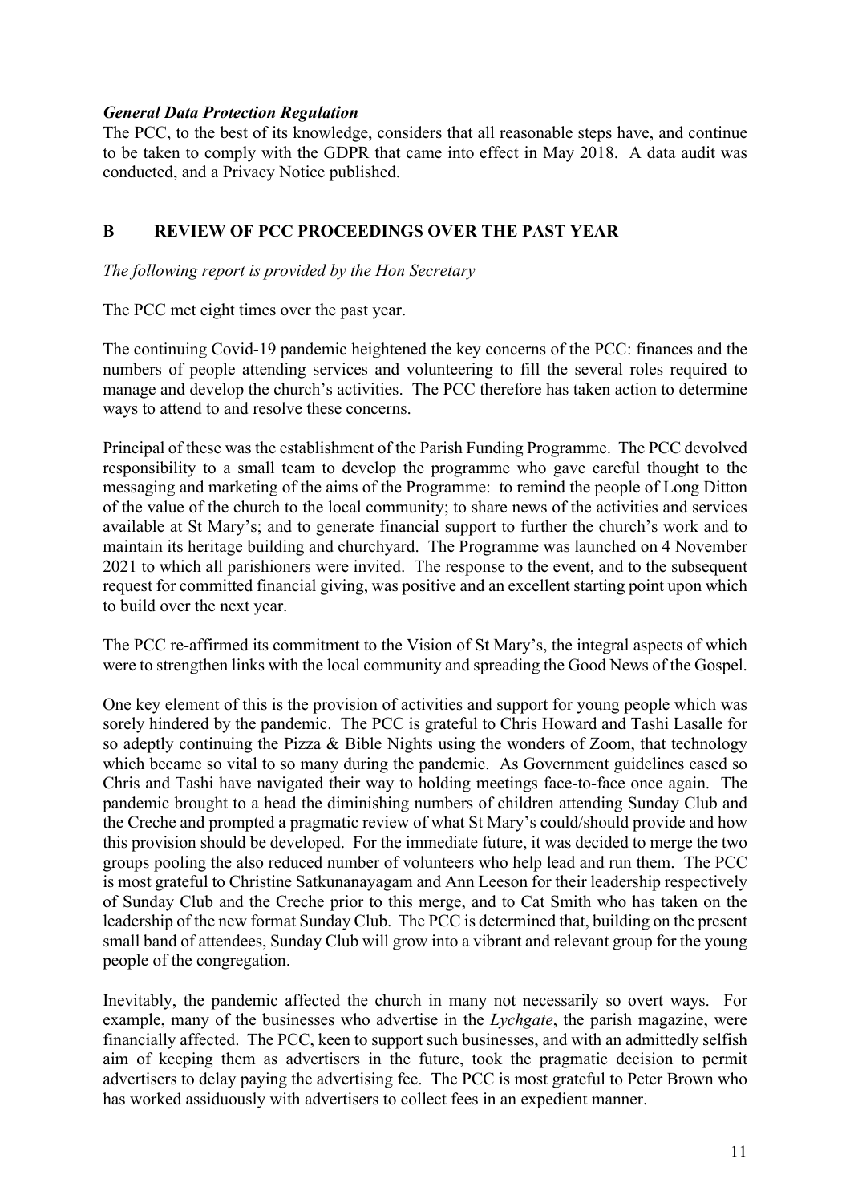### *General Data Protection Regulation*

The PCC, to the best of its knowledge, considers that all reasonable steps have, and continue to be taken to comply with the GDPR that came into effect in May 2018. A data audit was conducted, and a Privacy Notice published.

## B REVIEW OF PCC PROCEEDINGS OVER THE PAST YEAR

*The following report is provided by the Hon Secretary*

The PCC met eight times over the past year.

The continuing Covid-19 pandemic heightened the key concerns of the PCC: finances and the numbers of people attending services and volunteering to fill the several roles required to manage and develop the church's activities. The PCC therefore has taken action to determine ways to attend to and resolve these concerns.

Principal of these was the establishment of the Parish Funding Programme. The PCC devolved responsibility to a small team to develop the programme who gave careful thought to the messaging and marketing of the aims of the Programme: to remind the people of Long Ditton of the value of the church to the local community; to share news of the activities and services available at St Mary's; and to generate financial support to further the church's work and to maintain its heritage building and churchyard. The Programme was launched on 4 November 2021 to which all parishioners were invited. The response to the event, and to the subsequent request for committed financial giving, was positive and an excellent starting point upon which to build over the next year.

The PCC re-affirmed its commitment to the Vision of St Mary's, the integral aspects of which were to strengthen links with the local community and spreading the Good News of the Gospel.

One key element of this is the provision of activities and support for young people which was sorely hindered by the pandemic. The PCC is grateful to Chris Howard and Tashi Lasalle for so adeptly continuing the Pizza & Bible Nights using the wonders of Zoom, that technology which became so vital to so many during the pandemic. As Government guidelines eased so Chris and Tashi have navigated their way to holding meetings face-to-face once again. The pandemic brought to a head the diminishing numbers of children attending Sunday Club and the Creche and prompted a pragmatic review of what St Mary's could/should provide and how this provision should be developed. For the immediate future, it was decided to merge the two groups pooling the also reduced number of volunteers who help lead and run them. The PCC is most grateful to Christine Satkunanayagam and Ann Leeson for their leadership respectively of Sunday Club and the Creche prior to this merge, and to Cat Smith who has taken on the leadership of the new format Sunday Club. The PCC is determined that, building on the present small band of attendees, Sunday Club will grow into a vibrant and relevant group for the young people of the congregation.

Inevitably, the pandemic affected the church in many not necessarily so overt ways. For example, many of the businesses who advertise in the *Lychgate*, the parish magazine, were financially affected. The PCC, keen to support such businesses, and with an admittedly selfish aim of keeping them as advertisers in the future, took the pragmatic decision to permit advertisers to delay paying the advertising fee. The PCC is most grateful to Peter Brown who has worked assiduously with advertisers to collect fees in an expedient manner.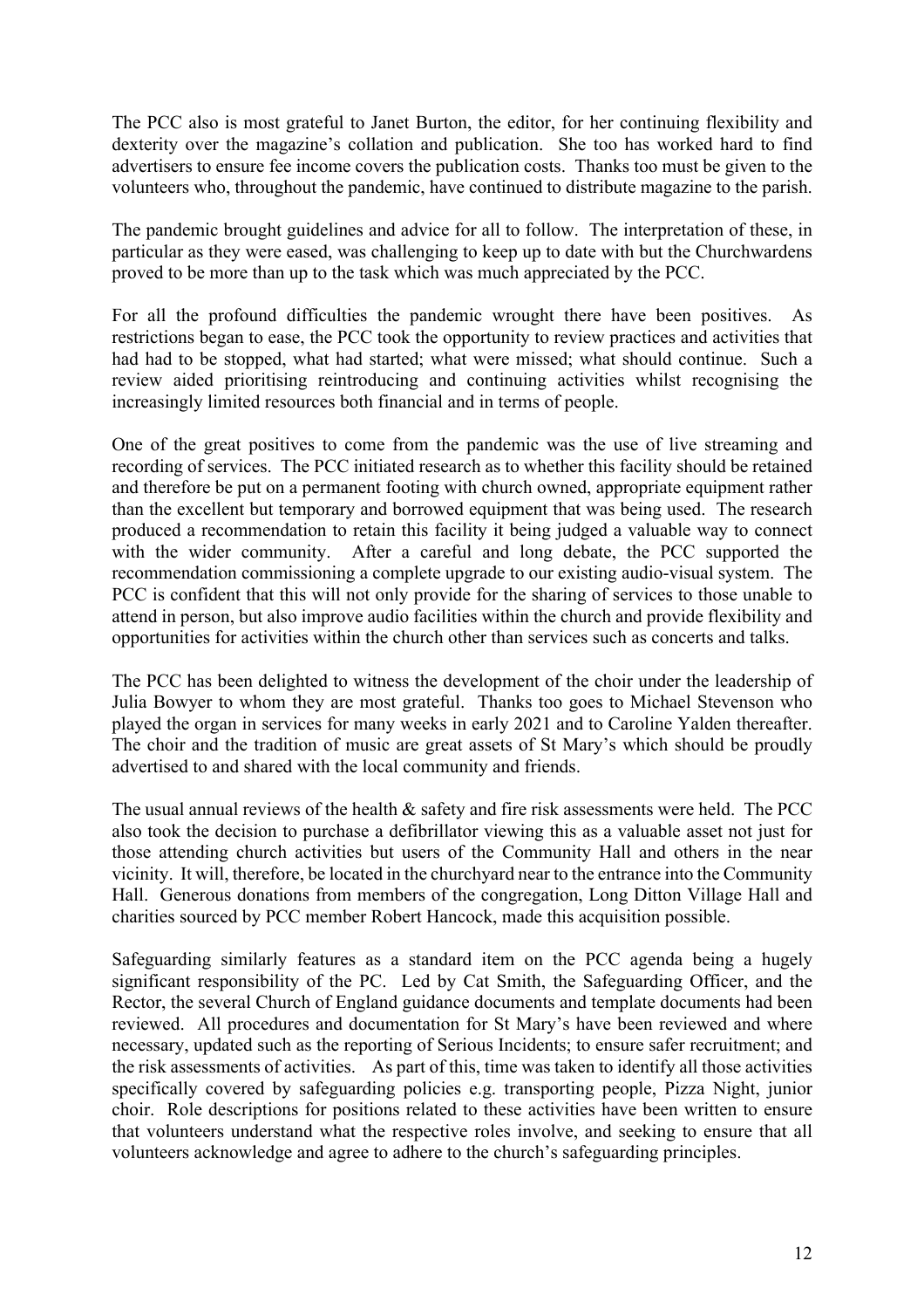The PCC also is most grateful to Janet Burton, the editor, for her continuing flexibility and dexterity over the magazine's collation and publication. She too has worked hard to find advertisers to ensure fee income covers the publication costs. Thanks too must be given to the volunteers who, throughout the pandemic, have continued to distribute magazine to the parish.

The pandemic brought guidelines and advice for all to follow. The interpretation of these, in particular as they were eased, was challenging to keep up to date with but the Churchwardens proved to be more than up to the task which was much appreciated by the PCC.

For all the profound difficulties the pandemic wrought there have been positives. As restrictions began to ease, the PCC took the opportunity to review practices and activities that had had to be stopped, what had started; what were missed; what should continue. Such a review aided prioritising reintroducing and continuing activities whilst recognising the increasingly limited resources both financial and in terms of people.

One of the great positives to come from the pandemic was the use of live streaming and recording of services. The PCC initiated research as to whether this facility should be retained and therefore be put on a permanent footing with church owned, appropriate equipment rather than the excellent but temporary and borrowed equipment that was being used. The research produced a recommendation to retain this facility it being judged a valuable way to connect with the wider community. After a careful and long debate, the PCC supported the recommendation commissioning a complete upgrade to our existing audio-visual system. The PCC is confident that this will not only provide for the sharing of services to those unable to attend in person, but also improve audio facilities within the church and provide flexibility and opportunities for activities within the church other than services such as concerts and talks.

The PCC has been delighted to witness the development of the choir under the leadership of Julia Bowyer to whom they are most grateful. Thanks too goes to Michael Stevenson who played the organ in services for many weeks in early 2021 and to Caroline Yalden thereafter. The choir and the tradition of music are great assets of St Mary's which should be proudly advertised to and shared with the local community and friends.

The usual annual reviews of the health & safety and fire risk assessments were held. The PCC also took the decision to purchase a defibrillator viewing this as a valuable asset not just for those attending church activities but users of the Community Hall and others in the near vicinity. It will, therefore, be located in the churchyard near to the entrance into the Community Hall. Generous donations from members of the congregation, Long Ditton Village Hall and charities sourced by PCC member Robert Hancock, made this acquisition possible.

Safeguarding similarly features as a standard item on the PCC agenda being a hugely significant responsibility of the PC. Led by Cat Smith, the Safeguarding Officer, and the Rector, the several Church of England guidance documents and template documents had been reviewed. All procedures and documentation for St Mary's have been reviewed and where necessary, updated such as the reporting of Serious Incidents; to ensure safer recruitment; and the risk assessments of activities. As part of this, time was taken to identify all those activities specifically covered by safeguarding policies e.g. transporting people, Pizza Night, junior choir. Role descriptions for positions related to these activities have been written to ensure that volunteers understand what the respective roles involve, and seeking to ensure that all volunteers acknowledge and agree to adhere to the church's safeguarding principles.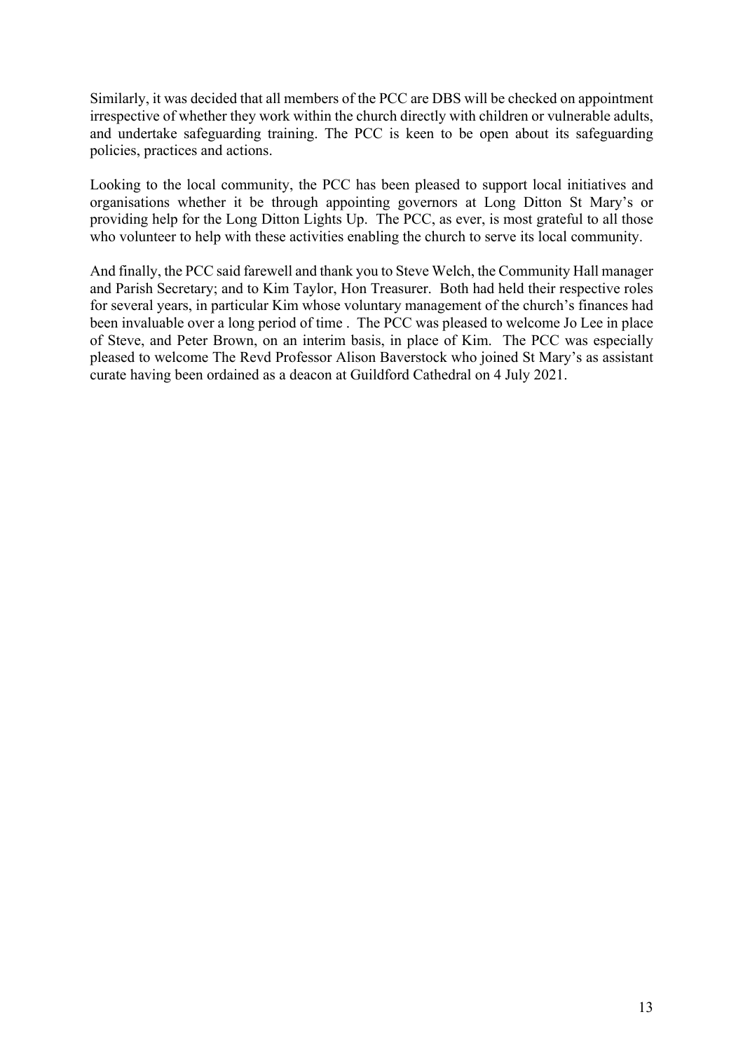Similarly, it was decided that all members of the PCC are DBS will be checked on appointment irrespective of whether they work within the church directly with children or vulnerable adults, and undertake safeguarding training. The PCC is keen to be open about its safeguarding policies, practices and actions.

Looking to the local community, the PCC has been pleased to support local initiatives and organisations whether it be through appointing governors at Long Ditton St Mary's or providing help for the Long Ditton Lights Up. The PCC, as ever, is most grateful to all those who volunteer to help with these activities enabling the church to serve its local community.

And finally, the PCC said farewell and thank you to Steve Welch, the Community Hall manager and Parish Secretary; and to Kim Taylor, Hon Treasurer. Both had held their respective roles for several years, in particular Kim whose voluntary management of the church's finances had been invaluable over a long period of time . The PCC was pleased to welcome Jo Lee in place of Steve, and Peter Brown, on an interim basis, in place of Kim. The PCC was especially pleased to welcome The Revd Professor Alison Baverstock who joined St Mary's as assistant curate having been ordained as a deacon at Guildford Cathedral on 4 July 2021.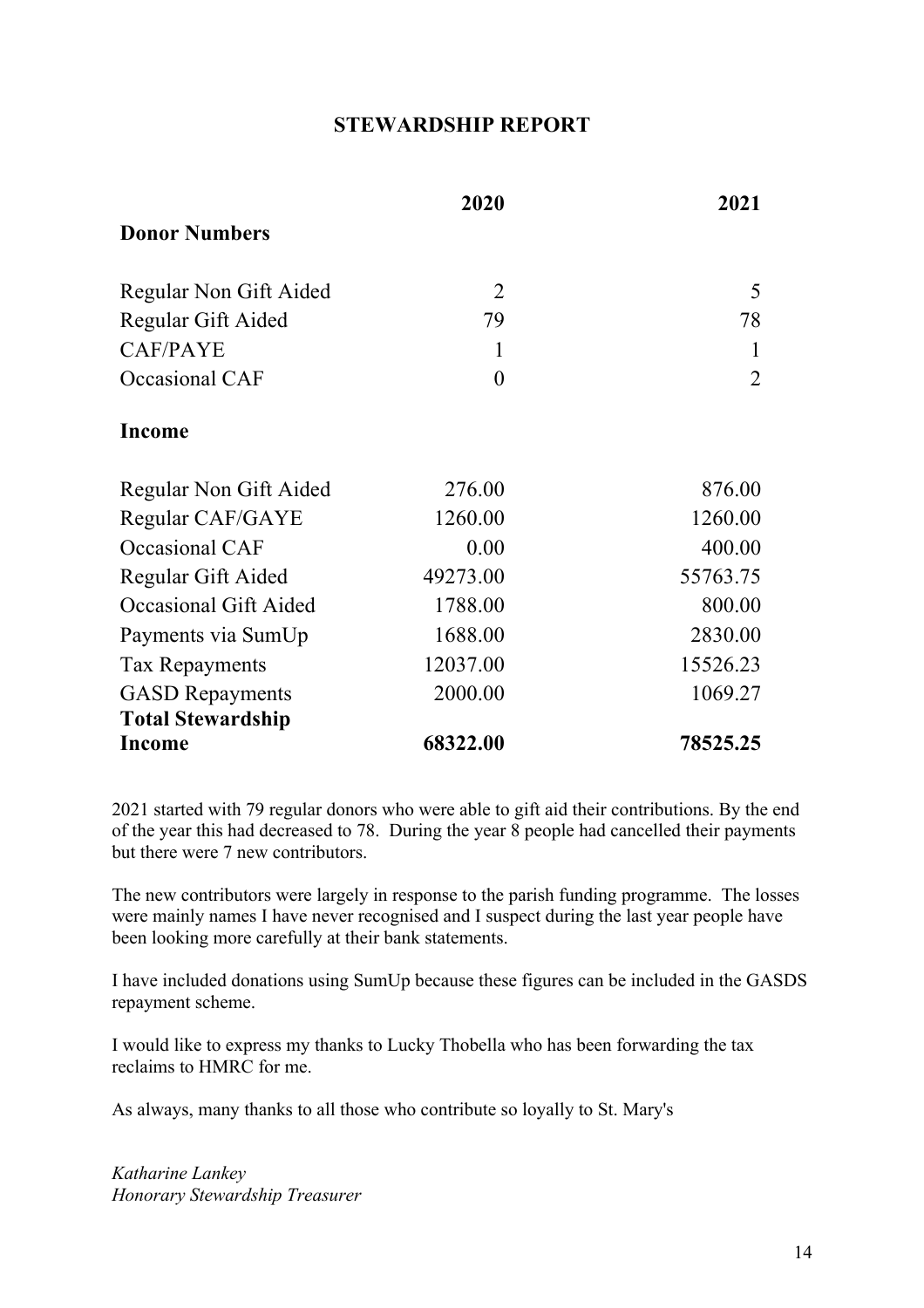# STEWARDSHIP REPORT

| | 2020 | 2021 |
|---|---|---|
| **Donor Numbers** | | |
| Regular Non Gift Aided | 2 | 5 |
| Regular Gift Aided | 79 | 78 |
| CAF/PAYE | 1 | 1 |
| Occasional CAF | 0 | 2 |
| **Income** | | |
| Regular Non Gift Aided | 276.00 | 876.00 |
| Regular CAF/GAYE | 1260.00 | 1260.00 |
| Occasional CAF | 0.00 | 400.00 |
| Regular Gift Aided | 49273.00 | 55763.75 |
| Occasional Gift Aided | 1788.00 | 800.00 |
| Payments via SumUp | 1688.00 | 2830.00 |
| Tax Repayments | 12037.00 | 15526.23 |
| GASD Repayments | 2000.00 | 1069.27 |
| **Total Stewardship Income** | **68322.00** | **78525.25** |

2021 started with 79 regular donors who were able to gift aid their contributions. By the end of the year this had decreased to 78. During the year 8 people had cancelled their payments but there were 7 new contributors.

The new contributors were largely in response to the parish funding programme. The losses were mainly names I have never recognised and I suspect during the last year people have been looking more carefully at their bank statements.

I have included donations using SumUp because these figures can be included in the GASDS repayment scheme.

I would like to express my thanks to Lucky Thobella who has been forwarding the tax reclaims to HMRC for me.

As always, many thanks to all those who contribute so loyally to St. Mary's

*Katharine Lankey*
*Honorary Stewardship Treasurer*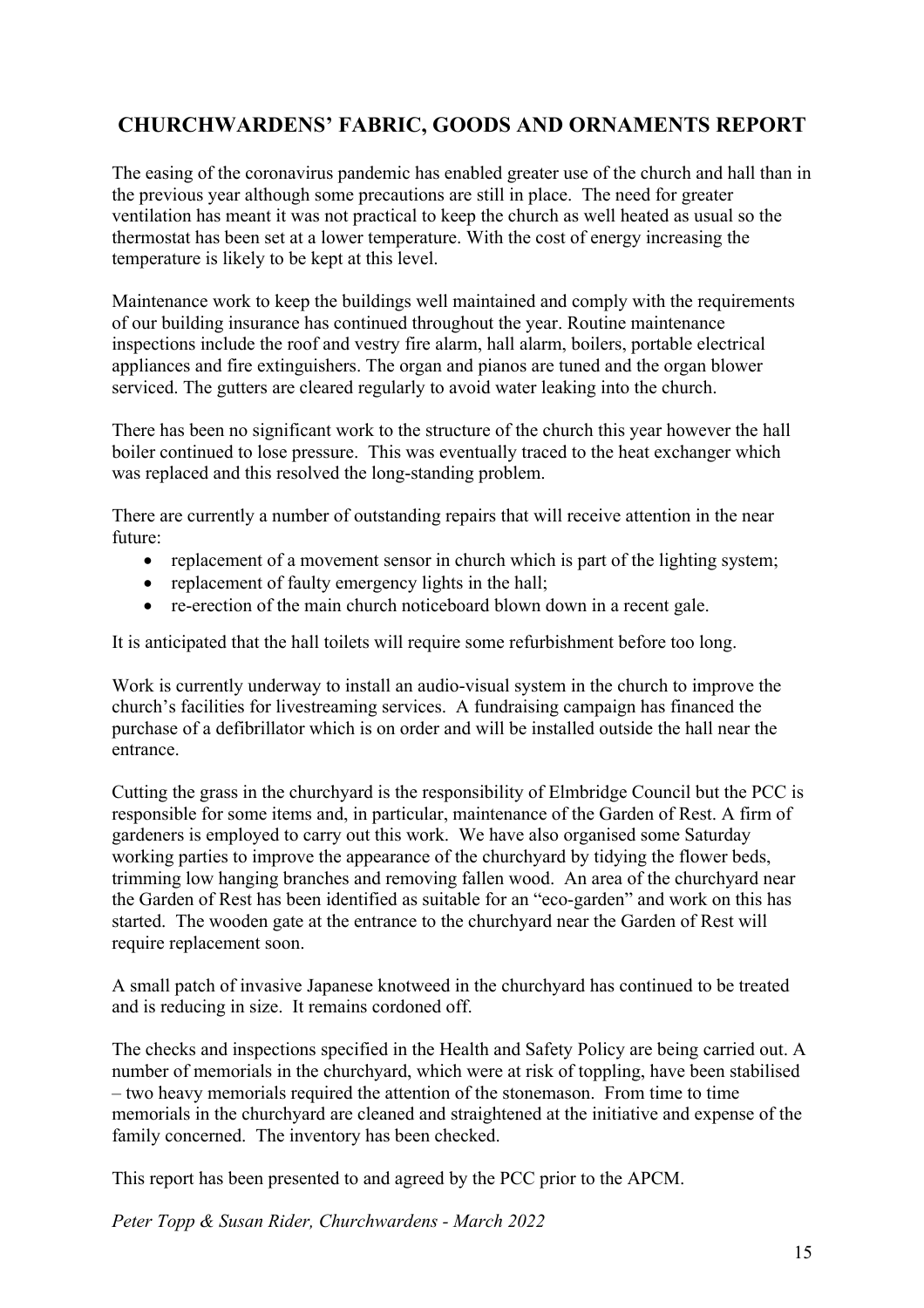## CHURCHWARDENS' FABRIC, GOODS AND ORNAMENTS REPORT

The easing of the coronavirus pandemic has enabled greater use of the church and hall than in the previous year although some precautions are still in place. The need for greater ventilation has meant it was not practical to keep the church as well heated as usual so the thermostat has been set at a lower temperature. With the cost of energy increasing the temperature is likely to be kept at this level.

Maintenance work to keep the buildings well maintained and comply with the requirements of our building insurance has continued throughout the year. Routine maintenance inspections include the roof and vestry fire alarm, hall alarm, boilers, portable electrical appliances and fire extinguishers. The organ and pianos are tuned and the organ blower serviced. The gutters are cleared regularly to avoid water leaking into the church.

There has been no significant work to the structure of the church this year however the hall boiler continued to lose pressure. This was eventually traced to the heat exchanger which was replaced and this resolved the long-standing problem.

There are currently a number of outstanding repairs that will receive attention in the near future:

- replacement of a movement sensor in church which is part of the lighting system;
- replacement of faulty emergency lights in the hall;
- re-erection of the main church noticeboard blown down in a recent gale.

It is anticipated that the hall toilets will require some refurbishment before too long.

Work is currently underway to install an audio-visual system in the church to improve the church's facilities for livestreaming services. A fundraising campaign has financed the purchase of a defibrillator which is on order and will be installed outside the hall near the entrance.

Cutting the grass in the churchyard is the responsibility of Elmbridge Council but the PCC is responsible for some items and, in particular, maintenance of the Garden of Rest. A firm of gardeners is employed to carry out this work. We have also organised some Saturday working parties to improve the appearance of the churchyard by tidying the flower beds, trimming low hanging branches and removing fallen wood. An area of the churchyard near the Garden of Rest has been identified as suitable for an "eco-garden" and work on this has started. The wooden gate at the entrance to the churchyard near the Garden of Rest will require replacement soon.

A small patch of invasive Japanese knotweed in the churchyard has continued to be treated and is reducing in size. It remains cordoned off.

The checks and inspections specified in the Health and Safety Policy are being carried out. A number of memorials in the churchyard, which were at risk of toppling, have been stabilised – two heavy memorials required the attention of the stonemason. From time to time memorials in the churchyard are cleaned and straightened at the initiative and expense of the family concerned. The inventory has been checked.

This report has been presented to and agreed by the PCC prior to the APCM.

*Peter Topp & Susan Rider, Churchwardens - March 2022*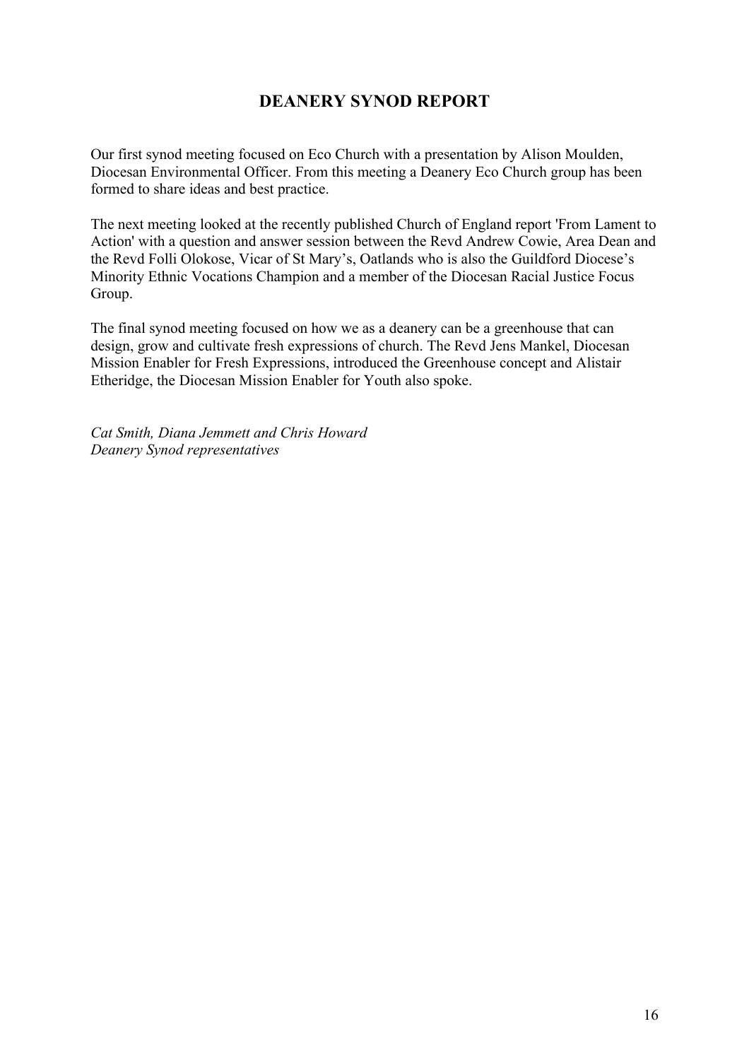## DEANERY SYNOD REPORT

Our first synod meeting focused on Eco Church with a presentation by Alison Moulden, Diocesan Environmental Officer. From this meeting a Deanery Eco Church group has been formed to share ideas and best practice.

The next meeting looked at the recently published Church of England report 'From Lament to Action' with a question and answer session between the Revd Andrew Cowie, Area Dean and the Revd Folli Olokose, Vicar of St Mary's, Oatlands who is also the Guildford Diocese's Minority Ethnic Vocations Champion and a member of the Diocesan Racial Justice Focus Group.

The final synod meeting focused on how we as a deanery can be a greenhouse that can design, grow and cultivate fresh expressions of church. The Revd Jens Mankel, Diocesan Mission Enabler for Fresh Expressions, introduced the Greenhouse concept and Alistair Etheridge, the Diocesan Mission Enabler for Youth also spoke.

*Cat Smith, Diana Jemmett and Chris Howard*
*Deanery Synod representatives*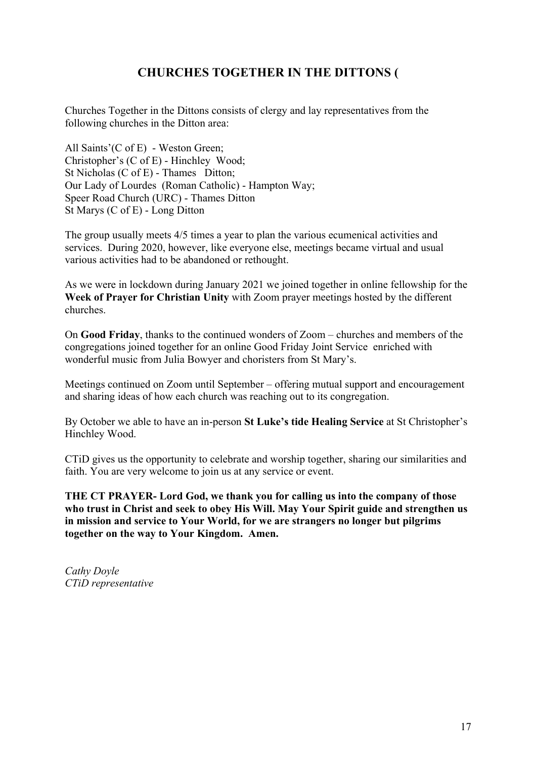## CHURCHES TOGETHER IN THE DITTONS (

Churches Together in the Dittons consists of clergy and lay representatives from the following churches in the Ditton area:

All Saints'(C of E) - Weston Green;
Christopher's (C of E) - Hinchley Wood;
St Nicholas (C of E) - Thames Ditton;
Our Lady of Lourdes (Roman Catholic) - Hampton Way;
Speer Road Church (URC) - Thames Ditton
St Marys (C of E) - Long Ditton

The group usually meets 4/5 times a year to plan the various ecumenical activities and services. During 2020, however, like everyone else, meetings became virtual and usual various activities had to be abandoned or rethought.

As we were in lockdown during January 2021 we joined together in online fellowship for the **Week of Prayer for Christian Unity** with Zoom prayer meetings hosted by the different churches.

On **Good Friday**, thanks to the continued wonders of Zoom – churches and members of the congregations joined together for an online Good Friday Joint Service enriched with wonderful music from Julia Bowyer and choristers from St Mary's.

Meetings continued on Zoom until September – offering mutual support and encouragement and sharing ideas of how each church was reaching out to its congregation.

By October we able to have an in-person **St Luke's tide Healing Service** at St Christopher's Hinchley Wood.

CTiD gives us the opportunity to celebrate and worship together, sharing our similarities and faith. You are very welcome to join us at any service or event.

**THE CT PRAYER- Lord God, we thank you for calling us into the company of those who trust in Christ and seek to obey His Will. May Your Spirit guide and strengthen us in mission and service to Your World, for we are strangers no longer but pilgrims together on the way to Your Kingdom. Amen.**

*Cathy Doyle*
*CTiD representative*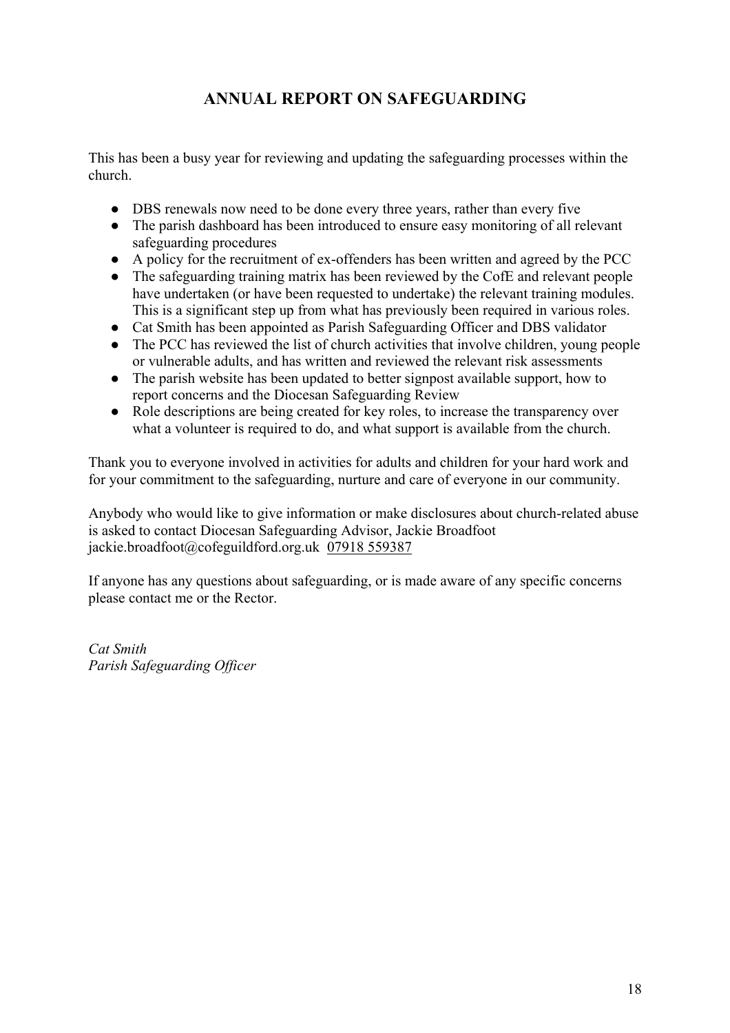## ANNUAL REPORT ON SAFEGUARDING

This has been a busy year for reviewing and updating the safeguarding processes within the church.

- DBS renewals now need to be done every three years, rather than every five
- The parish dashboard has been introduced to ensure easy monitoring of all relevant safeguarding procedures
- A policy for the recruitment of ex-offenders has been written and agreed by the PCC
- The safeguarding training matrix has been reviewed by the CofE and relevant people have undertaken (or have been requested to undertake) the relevant training modules. This is a significant step up from what has previously been required in various roles.
- Cat Smith has been appointed as Parish Safeguarding Officer and DBS validator
- The PCC has reviewed the list of church activities that involve children, young people or vulnerable adults, and has written and reviewed the relevant risk assessments
- The parish website has been updated to better signpost available support, how to report concerns and the Diocesan Safeguarding Review
- Role descriptions are being created for key roles, to increase the transparency over what a volunteer is required to do, and what support is available from the church.

Thank you to everyone involved in activities for adults and children for your hard work and for your commitment to the safeguarding, nurture and care of everyone in our community.

Anybody who would like to give information or make disclosures about church-related abuse is asked to contact Diocesan Safeguarding Advisor, Jackie Broadfoot jackie.broadfoot@cofeguildford.org.uk 07918 559387

If anyone has any questions about safeguarding, or is made aware of any specific concerns please contact me or the Rector.

*Cat Smith*
*Parish Safeguarding Officer*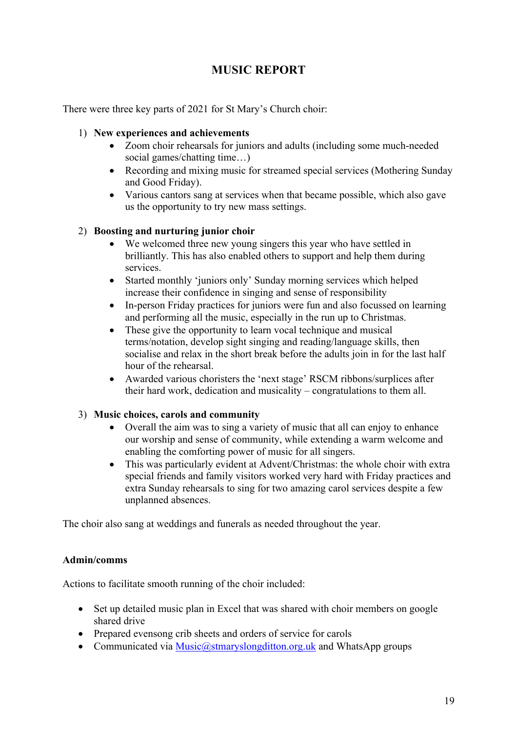# MUSIC REPORT

There were three key parts of 2021 for St Mary's Church choir:

1) **New experiences and achievements**
   - Zoom choir rehearsals for juniors and adults (including some much-needed social games/chatting time…)
   - Recording and mixing music for streamed special services (Mothering Sunday and Good Friday).
   - Various cantors sang at services when that became possible, which also gave us the opportunity to try new mass settings.

2) **Boosting and nurturing junior choir**
   - We welcomed three new young singers this year who have settled in brilliantly. This has also enabled others to support and help them during services.
   - Started monthly 'juniors only' Sunday morning services which helped increase their confidence in singing and sense of responsibility
   - In-person Friday practices for juniors were fun and also focussed on learning and performing all the music, especially in the run up to Christmas.
   - These give the opportunity to learn vocal technique and musical terms/notation, develop sight singing and reading/language skills, then socialise and relax in the short break before the adults join in for the last half hour of the rehearsal.
   - Awarded various choristers the 'next stage' RSCM ribbons/surplices after their hard work, dedication and musicality – congratulations to them all.

3) **Music choices, carols and community**
   - Overall the aim was to sing a variety of music that all can enjoy to enhance our worship and sense of community, while extending a warm welcome and enabling the comforting power of music for all singers.
   - This was particularly evident at Advent/Christmas: the whole choir with extra special friends and family visitors worked very hard with Friday practices and extra Sunday rehearsals to sing for two amazing carol services despite a few unplanned absences.

The choir also sang at weddings and funerals as needed throughout the year.

**Admin/comms**

Actions to facilitate smooth running of the choir included:

- Set up detailed music plan in Excel that was shared with choir members on google shared drive
- Prepared evensong crib sheets and orders of service for carols
- Communicated via Music@stmaryslongditton.org.uk and WhatsApp groups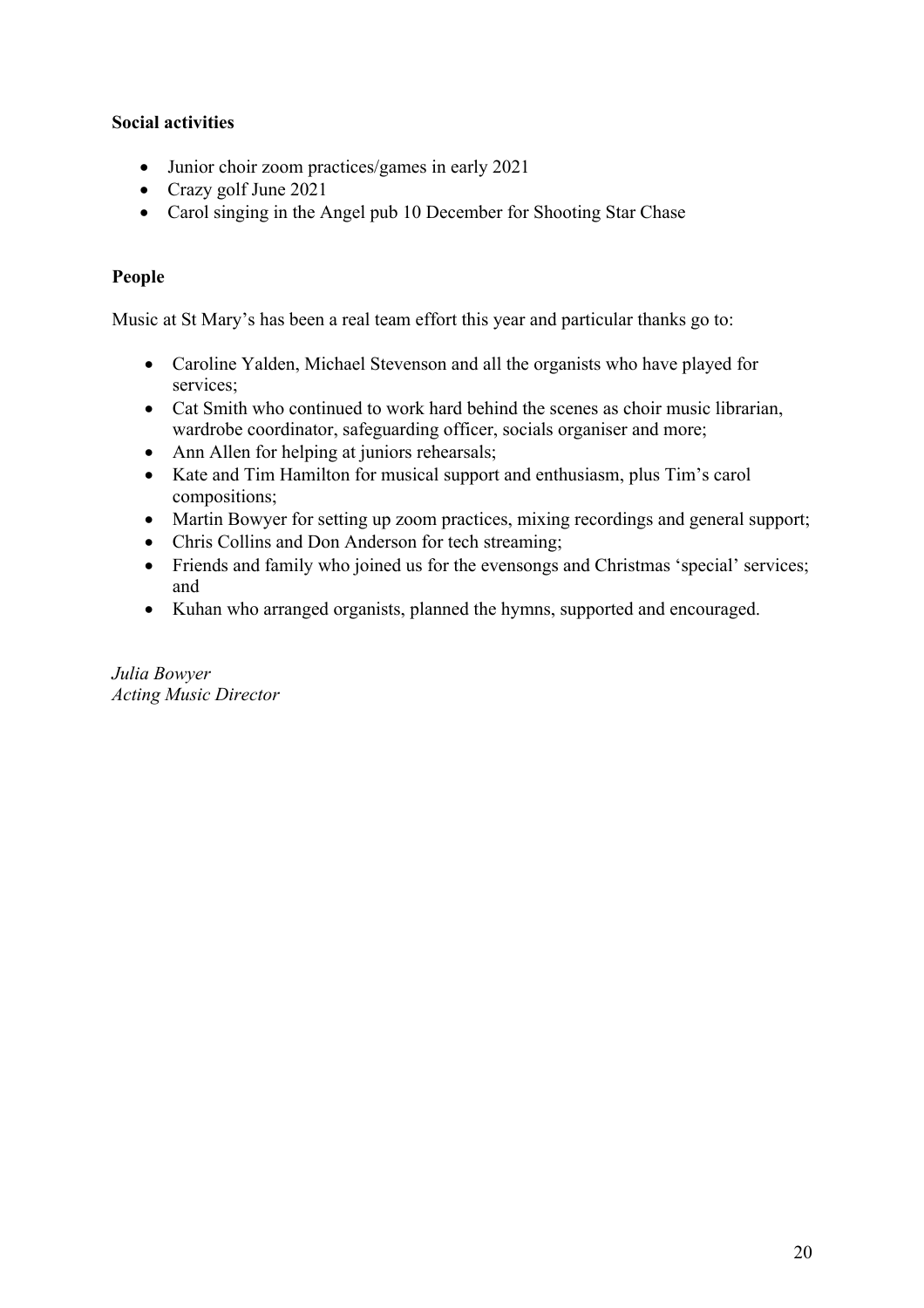**Social activities**

- Junior choir zoom practices/games in early 2021
- Crazy golf June 2021
- Carol singing in the Angel pub 10 December for Shooting Star Chase

**People**

Music at St Mary's has been a real team effort this year and particular thanks go to:

- Caroline Yalden, Michael Stevenson and all the organists who have played for services;
- Cat Smith who continued to work hard behind the scenes as choir music librarian, wardrobe coordinator, safeguarding officer, socials organiser and more;
- Ann Allen for helping at juniors rehearsals;
- Kate and Tim Hamilton for musical support and enthusiasm, plus Tim's carol compositions;
- Martin Bowyer for setting up zoom practices, mixing recordings and general support;
- Chris Collins and Don Anderson for tech streaming;
- Friends and family who joined us for the evensongs and Christmas 'special' services; and
- Kuhan who arranged organists, planned the hymns, supported and encouraged.

*Julia Bowyer*
*Acting Music Director*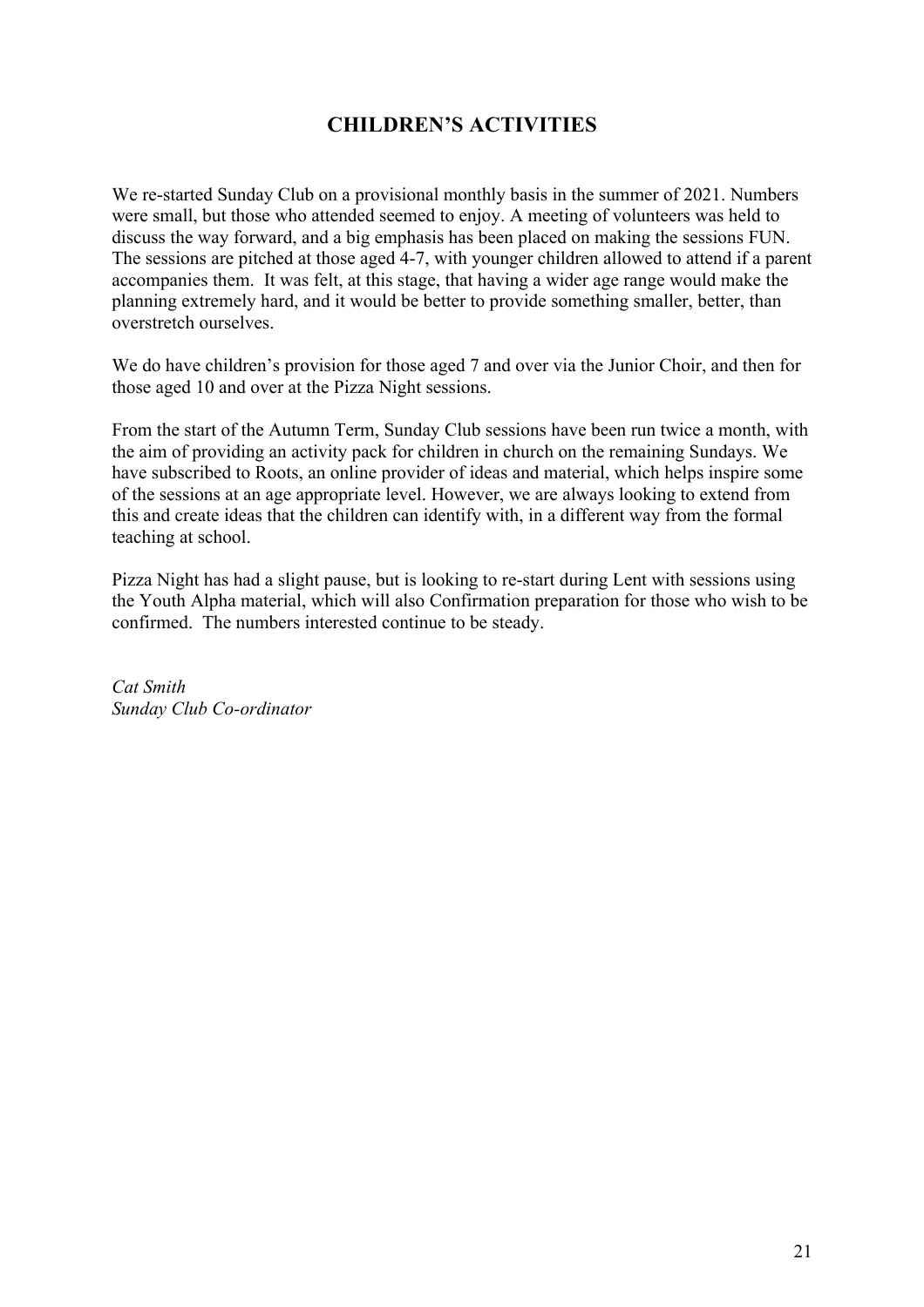# CHILDREN'S ACTIVITIES

We re-started Sunday Club on a provisional monthly basis in the summer of 2021. Numbers were small, but those who attended seemed to enjoy. A meeting of volunteers was held to discuss the way forward, and a big emphasis has been placed on making the sessions FUN. The sessions are pitched at those aged 4-7, with younger children allowed to attend if a parent accompanies them. It was felt, at this stage, that having a wider age range would make the planning extremely hard, and it would be better to provide something smaller, better, than overstretch ourselves.

We do have children's provision for those aged 7 and over via the Junior Choir, and then for those aged 10 and over at the Pizza Night sessions.

From the start of the Autumn Term, Sunday Club sessions have been run twice a month, with the aim of providing an activity pack for children in church on the remaining Sundays. We have subscribed to Roots, an online provider of ideas and material, which helps inspire some of the sessions at an age appropriate level. However, we are always looking to extend from this and create ideas that the children can identify with, in a different way from the formal teaching at school.

Pizza Night has had a slight pause, but is looking to re-start during Lent with sessions using the Youth Alpha material, which will also Confirmation preparation for those who wish to be confirmed. The numbers interested continue to be steady.

*Cat Smith*
*Sunday Club Co-ordinator*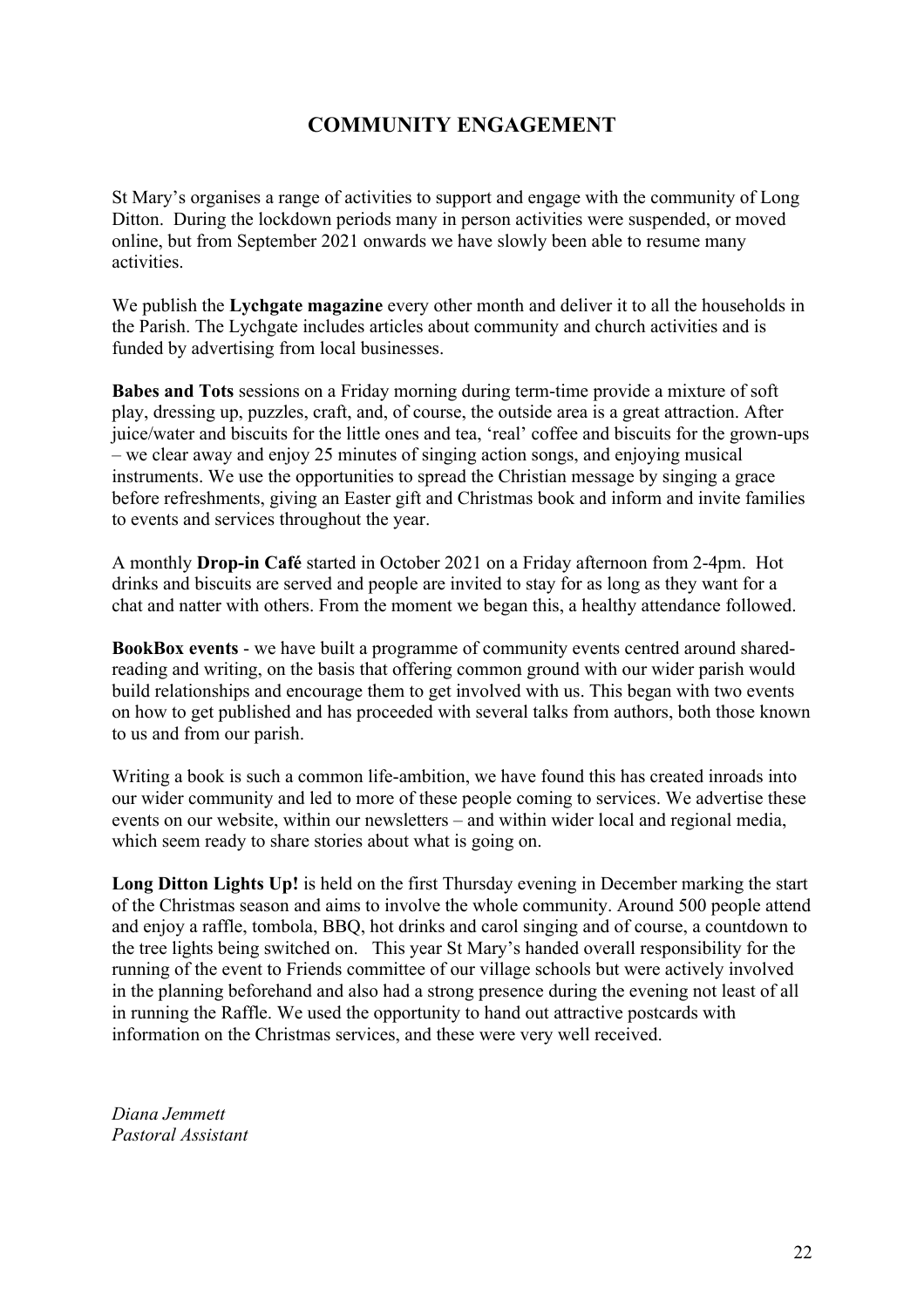## COMMUNITY ENGAGEMENT

St Mary's organises a range of activities to support and engage with the community of Long Ditton. During the lockdown periods many in person activities were suspended, or moved online, but from September 2021 onwards we have slowly been able to resume many activities.

We publish the **Lychgate magazine** every other month and deliver it to all the households in the Parish. The Lychgate includes articles about community and church activities and is funded by advertising from local businesses.

**Babes and Tots** sessions on a Friday morning during term-time provide a mixture of soft play, dressing up, puzzles, craft, and, of course, the outside area is a great attraction. After juice/water and biscuits for the little ones and tea, 'real' coffee and biscuits for the grown-ups – we clear away and enjoy 25 minutes of singing action songs, and enjoying musical instruments. We use the opportunities to spread the Christian message by singing a grace before refreshments, giving an Easter gift and Christmas book and inform and invite families to events and services throughout the year.

A monthly **Drop-in Café** started in October 2021 on a Friday afternoon from 2-4pm. Hot drinks and biscuits are served and people are invited to stay for as long as they want for a chat and natter with others. From the moment we began this, a healthy attendance followed.

**BookBox events** - we have built a programme of community events centred around shared-reading and writing, on the basis that offering common ground with our wider parish would build relationships and encourage them to get involved with us. This began with two events on how to get published and has proceeded with several talks from authors, both those known to us and from our parish.

Writing a book is such a common life-ambition, we have found this has created inroads into our wider community and led to more of these people coming to services. We advertise these events on our website, within our newsletters – and within wider local and regional media, which seem ready to share stories about what is going on.

**Long Ditton Lights Up!** is held on the first Thursday evening in December marking the start of the Christmas season and aims to involve the whole community. Around 500 people attend and enjoy a raffle, tombola, BBQ, hot drinks and carol singing and of course, a countdown to the tree lights being switched on. This year St Mary's handed overall responsibility for the running of the event to Friends committee of our village schools but were actively involved in the planning beforehand and also had a strong presence during the evening not least of all in running the Raffle. We used the opportunity to hand out attractive postcards with information on the Christmas services, and these were very well received.

*Diana Jemmett*
*Pastoral Assistant*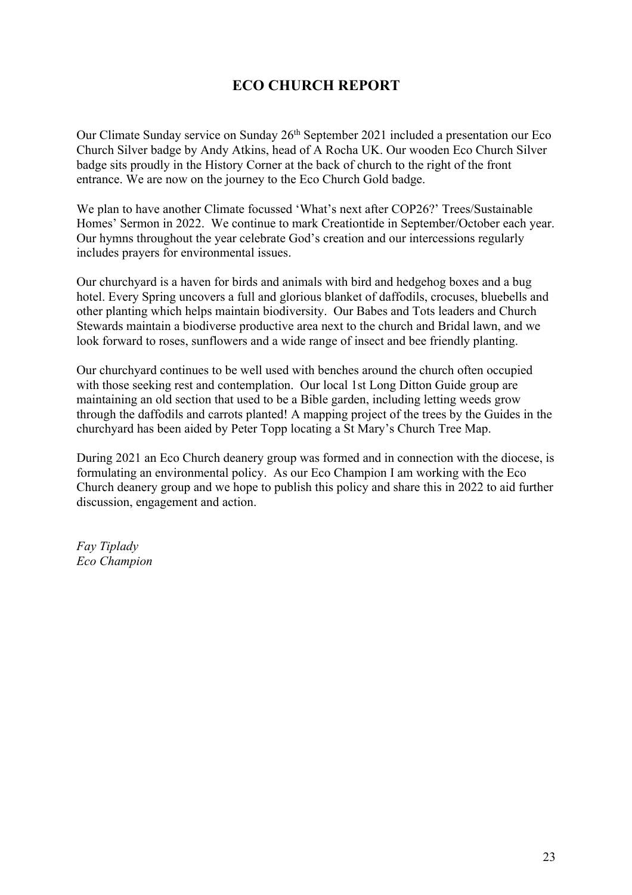# ECO CHURCH REPORT

Our Climate Sunday service on Sunday 26th September 2021 included a presentation our Eco Church Silver badge by Andy Atkins, head of A Rocha UK. Our wooden Eco Church Silver badge sits proudly in the History Corner at the back of church to the right of the front entrance. We are now on the journey to the Eco Church Gold badge.

We plan to have another Climate focussed 'What's next after COP26?' Trees/Sustainable Homes' Sermon in 2022. We continue to mark Creationtide in September/October each year. Our hymns throughout the year celebrate God's creation and our intercessions regularly includes prayers for environmental issues.

Our churchyard is a haven for birds and animals with bird and hedgehog boxes and a bug hotel. Every Spring uncovers a full and glorious blanket of daffodils, crocuses, bluebells and other planting which helps maintain biodiversity. Our Babes and Tots leaders and Church Stewards maintain a biodiverse productive area next to the church and Bridal lawn, and we look forward to roses, sunflowers and a wide range of insect and bee friendly planting.

Our churchyard continues to be well used with benches around the church often occupied with those seeking rest and contemplation. Our local 1st Long Ditton Guide group are maintaining an old section that used to be a Bible garden, including letting weeds grow through the daffodils and carrots planted! A mapping project of the trees by the Guides in the churchyard has been aided by Peter Topp locating a St Mary's Church Tree Map.

During 2021 an Eco Church deanery group was formed and in connection with the diocese, is formulating an environmental policy. As our Eco Champion I am working with the Eco Church deanery group and we hope to publish this policy and share this in 2022 to aid further discussion, engagement and action.

*Fay Tiplady*
*Eco Champion*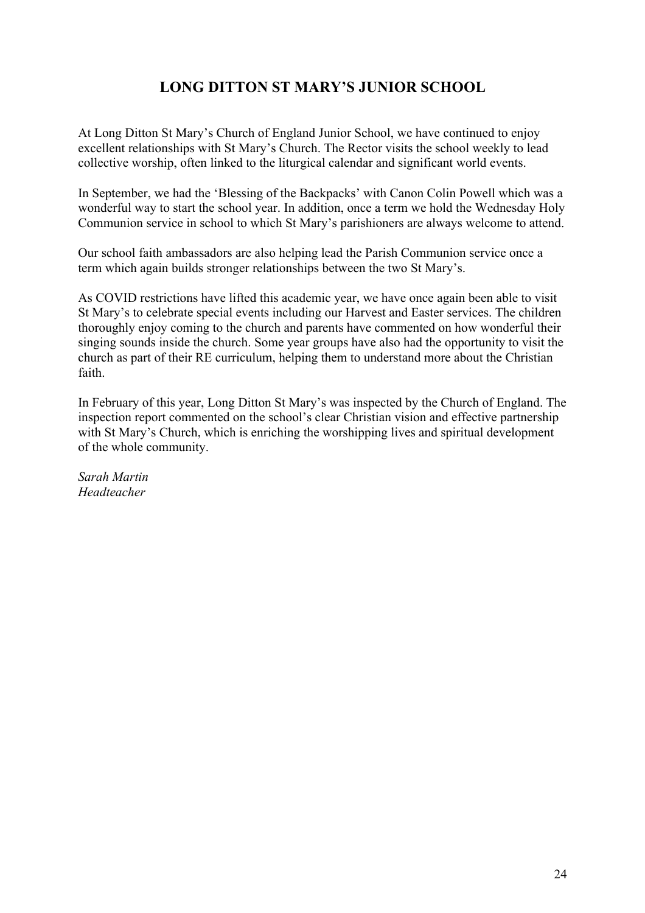## LONG DITTON ST MARY'S JUNIOR SCHOOL

At Long Ditton St Mary's Church of England Junior School, we have continued to enjoy excellent relationships with St Mary's Church. The Rector visits the school weekly to lead collective worship, often linked to the liturgical calendar and significant world events.

In September, we had the 'Blessing of the Backpacks' with Canon Colin Powell which was a wonderful way to start the school year. In addition, once a term we hold the Wednesday Holy Communion service in school to which St Mary's parishioners are always welcome to attend.

Our school faith ambassadors are also helping lead the Parish Communion service once a term which again builds stronger relationships between the two St Mary's.

As COVID restrictions have lifted this academic year, we have once again been able to visit St Mary's to celebrate special events including our Harvest and Easter services. The children thoroughly enjoy coming to the church and parents have commented on how wonderful their singing sounds inside the church. Some year groups have also had the opportunity to visit the church as part of their RE curriculum, helping them to understand more about the Christian faith.

In February of this year, Long Ditton St Mary's was inspected by the Church of England. The inspection report commented on the school's clear Christian vision and effective partnership with St Mary's Church, which is enriching the worshipping lives and spiritual development of the whole community.

*Sarah Martin*
*Headteacher*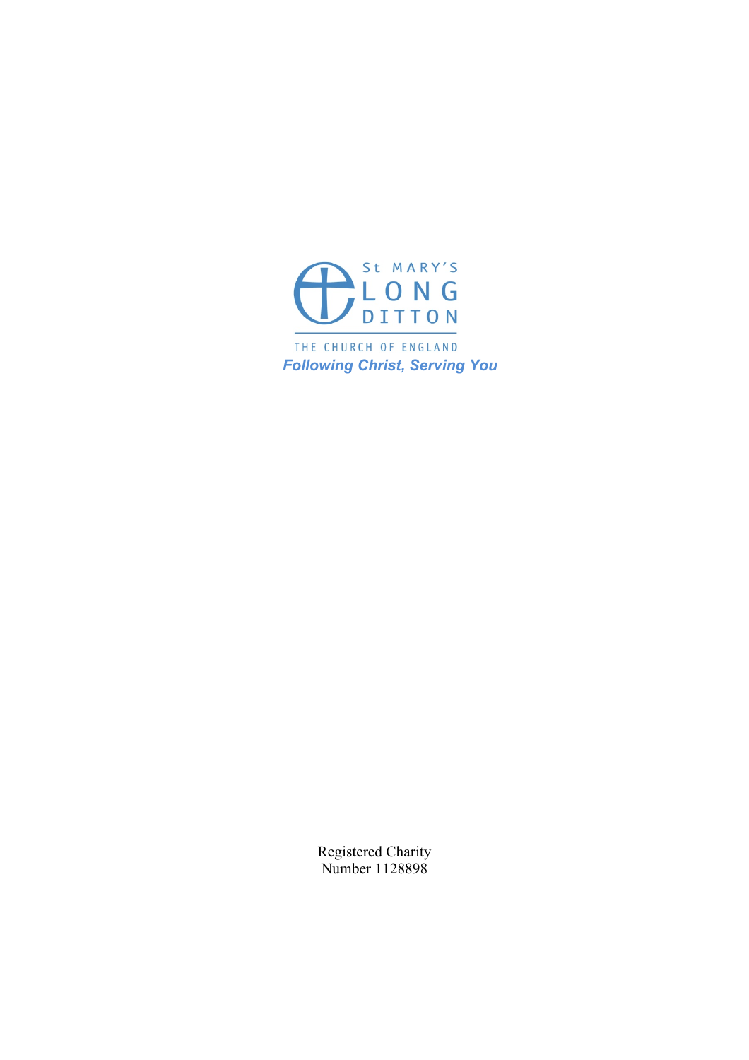St MARY'S
LONG
DITTON

THE CHURCH OF ENGLAND

*Following Christ, Serving You*

Registered Charity
Number 1128898